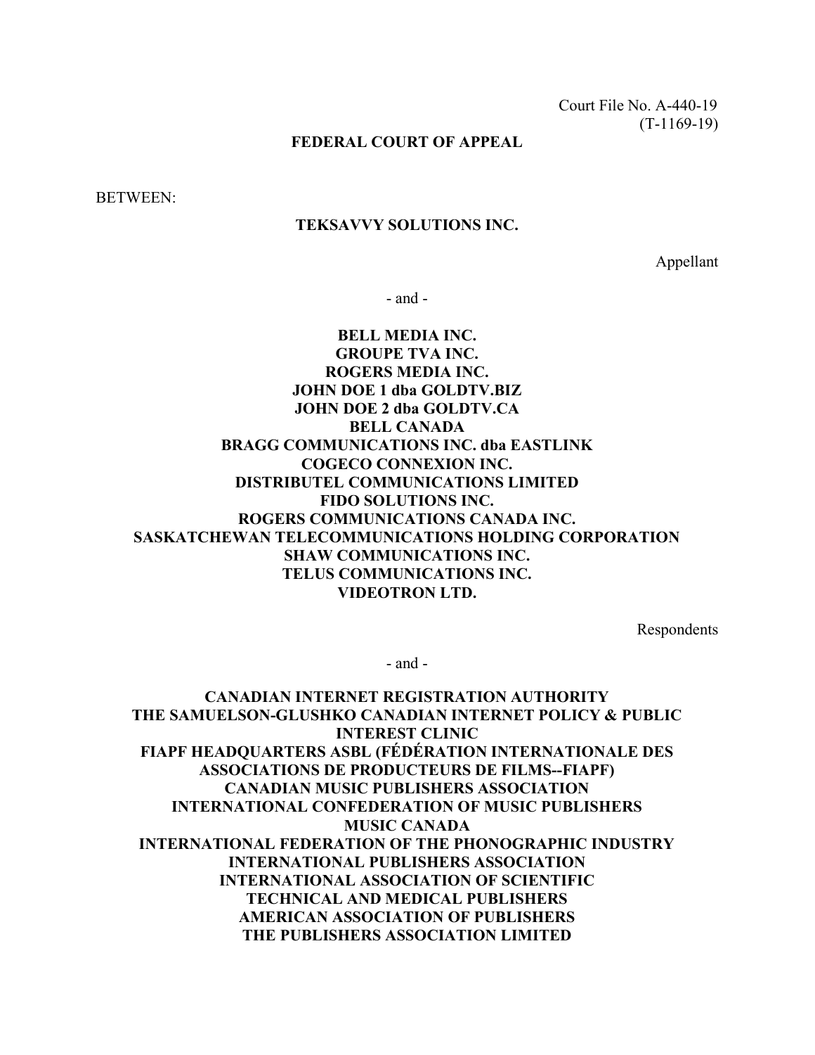Court File No. A-440-19
(T-1169-19)

**FEDERAL COURT OF APPEAL**

BETWEEN:

**TEKSAVVY SOLUTIONS INC.**

Appellant

\- and -

**BELL MEDIA INC.**
**GROUPE TVA INC.**
**ROGERS MEDIA INC.**
**JOHN DOE 1 dba GOLDTV.BIZ**
**JOHN DOE 2 dba GOLDTV.CA**
**BELL CANADA**
**BRAGG COMMUNICATIONS INC. dba EASTLINK**
**COGECO CONNEXION INC.**
**DISTRIBUTEL COMMUNICATIONS LIMITED**
**FIDO SOLUTIONS INC.**
**ROGERS COMMUNICATIONS CANADA INC.**
**SASKATCHEWAN TELECOMMUNICATIONS HOLDING CORPORATION**
**SHAW COMMUNICATIONS INC.**
**TELUS COMMUNICATIONS INC.**
**VIDEOTRON LTD.**

Respondents

\- and -

**CANADIAN INTERNET REGISTRATION AUTHORITY**
**THE SAMUELSON-GLUSHKO CANADIAN INTERNET POLICY & PUBLIC INTEREST CLINIC**
**FIAPF HEADQUARTERS ASBL (FÉDÉRATION INTERNATIONALE DES ASSOCIATIONS DE PRODUCTEURS DE FILMS--FIAPF)**
**CANADIAN MUSIC PUBLISHERS ASSOCIATION**
**INTERNATIONAL CONFEDERATION OF MUSIC PUBLISHERS**
**MUSIC CANADA**
**INTERNATIONAL FEDERATION OF THE PHONOGRAPHIC INDUSTRY**
**INTERNATIONAL PUBLISHERS ASSOCIATION**
**INTERNATIONAL ASSOCIATION OF SCIENTIFIC TECHNICAL AND MEDICAL PUBLISHERS**
**AMERICAN ASSOCIATION OF PUBLISHERS**
**THE PUBLISHERS ASSOCIATION LIMITED**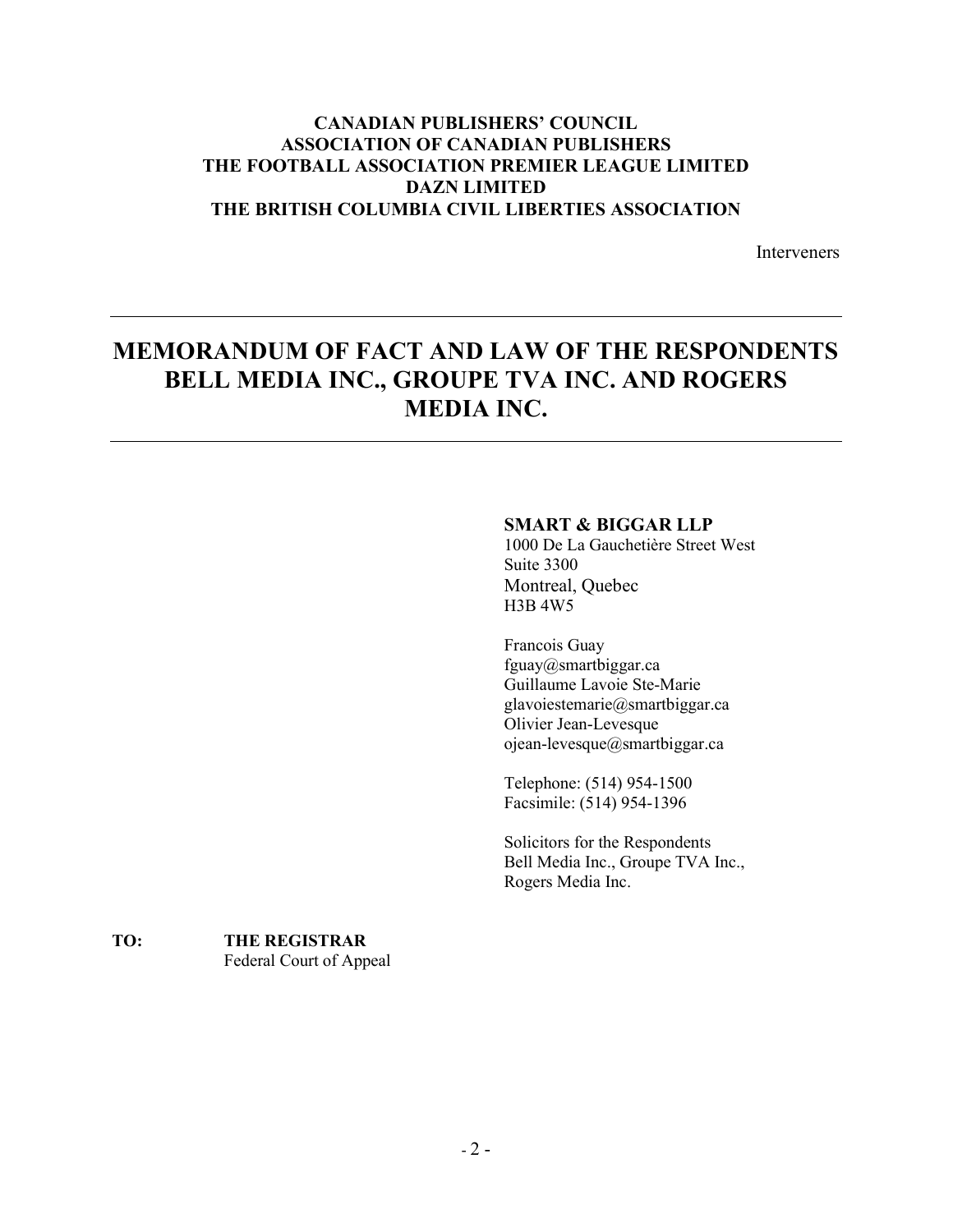**CANADIAN PUBLISHERS' COUNCIL**
**ASSOCIATION OF CANADIAN PUBLISHERS**
**THE FOOTBALL ASSOCIATION PREMIER LEAGUE LIMITED**
**DAZN LIMITED**
**THE BRITISH COLUMBIA CIVIL LIBERTIES ASSOCIATION**

Interveners

---

# MEMORANDUM OF FACT AND LAW OF THE RESPONDENTS BELL MEDIA INC., GROUPE TVA INC. AND ROGERS MEDIA INC.

---

**SMART & BIGGAR LLP**
1000 De La Gauchetière Street West
Suite 3300
Montreal, Quebec
H3B 4W5

Francois Guay
fguay@smartbiggar.ca
Guillaume Lavoie Ste-Marie
glavoiestemarie@smartbiggar.ca
Olivier Jean-Levesque
ojean-levesque@smartbiggar.ca

Telephone: (514) 954-1500
Facsimile: (514) 954-1396

Solicitors for the Respondents
Bell Media Inc., Groupe TVA Inc.,
Rogers Media Inc.

**TO:** **THE REGISTRAR**
Federal Court of Appeal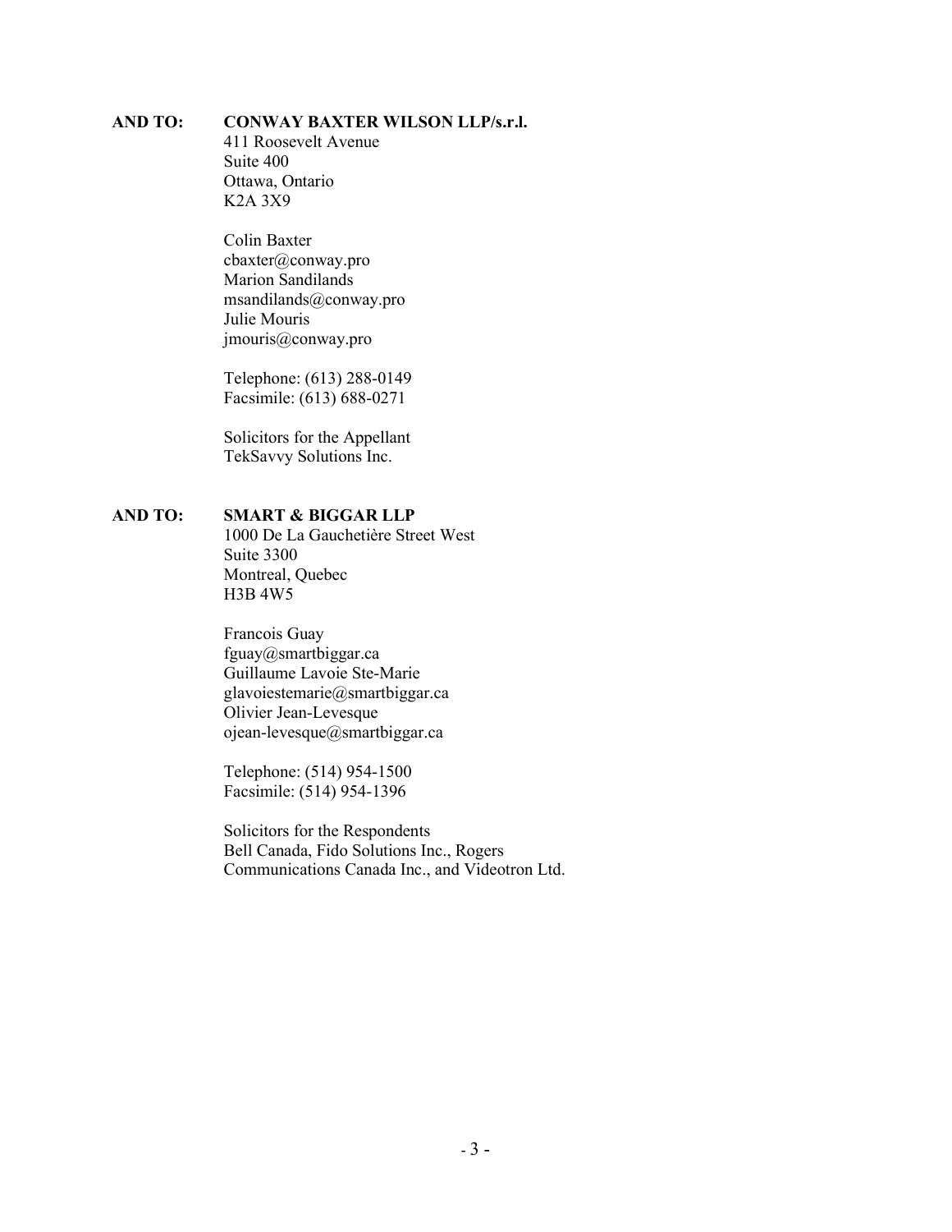**AND TO:** **CONWAY BAXTER WILSON LLP/s.r.l.**
411 Roosevelt Avenue
Suite 400
Ottawa, Ontario
K2A 3X9

Colin Baxter
cbaxter@conway.pro
Marion Sandilands
msandilands@conway.pro
Julie Mouris
jmouris@conway.pro

Telephone: (613) 288-0149
Facsimile: (613) 688-0271

Solicitors for the Appellant
TekSavvy Solutions Inc.

**AND TO:** **SMART & BIGGAR LLP**
1000 De La Gauchetière Street West
Suite 3300
Montreal, Quebec
H3B 4W5

Francois Guay
fguay@smartbiggar.ca
Guillaume Lavoie Ste-Marie
glavoiestemarie@smartbiggar.ca
Olivier Jean-Levesque
ojean-levesque@smartbiggar.ca

Telephone: (514) 954-1500
Facsimile: (514) 954-1396

Solicitors for the Respondents
Bell Canada, Fido Solutions Inc., Rogers Communications Canada Inc., and Videotron Ltd.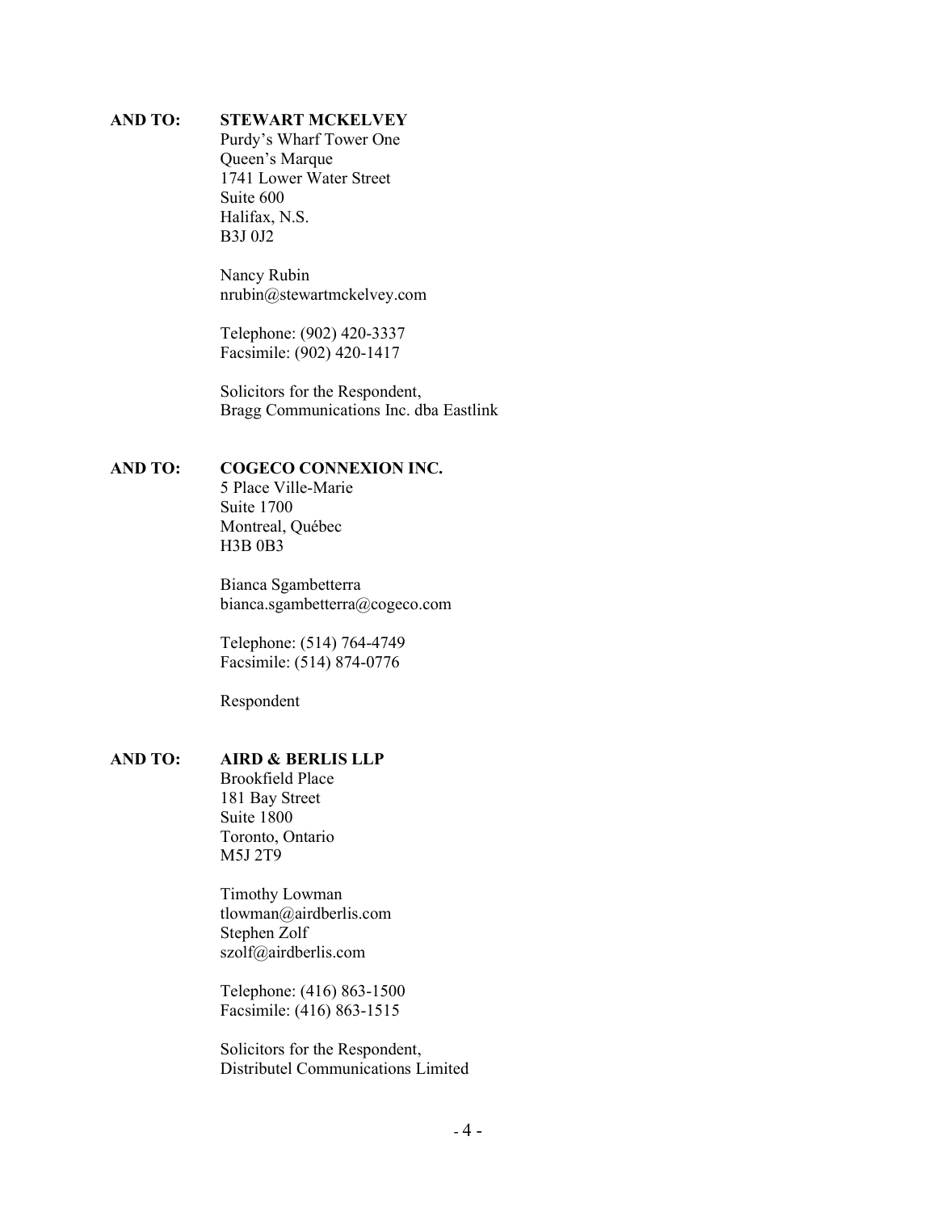**AND TO:** **STEWART MCKELVEY**
Purdy's Wharf Tower One
Queen's Marque
1741 Lower Water Street
Suite 600
Halifax, N.S.
B3J 0J2

Nancy Rubin
nrubin@stewartmckelvey.com

Telephone: (902) 420-3337
Facsimile: (902) 420-1417

Solicitors for the Respondent,
Bragg Communications Inc. dba Eastlink

**AND TO:** **COGECO CONNEXION INC.**
5 Place Ville-Marie
Suite 1700
Montreal, Québec
H3B 0B3

Bianca Sgambetterra
bianca.sgambetterra@cogeco.com

Telephone: (514) 764-4749
Facsimile: (514) 874-0776

Respondent

**AND TO:** **AIRD & BERLIS LLP**
Brookfield Place
181 Bay Street
Suite 1800
Toronto, Ontario
M5J 2T9

Timothy Lowman
tlowman@airdberlis.com
Stephen Zolf
szolf@airdberlis.com

Telephone: (416) 863-1500
Facsimile: (416) 863-1515

Solicitors for the Respondent,
Distributel Communications Limited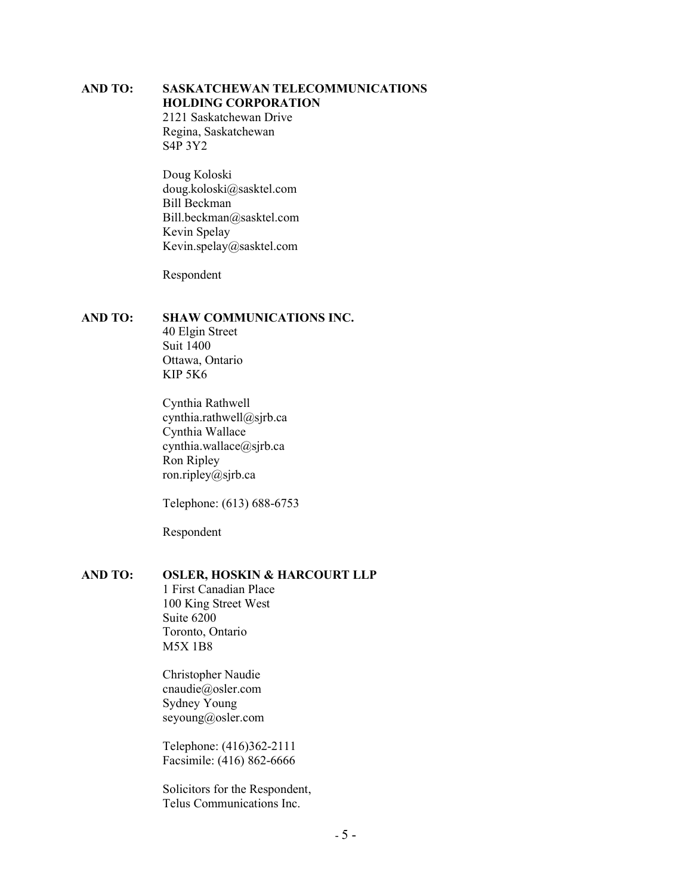**AND TO:** **SASKATCHEWAN TELECOMMUNICATIONS HOLDING CORPORATION**
2121 Saskatchewan Drive
Regina, Saskatchewan
S4P 3Y2

Doug Koloski
doug.koloski@sasktel.com
Bill Beckman
Bill.beckman@sasktel.com
Kevin Spelay
Kevin.spelay@sasktel.com

Respondent

**AND TO:** **SHAW COMMUNICATIONS INC.**
40 Elgin Street
Suit 1400
Ottawa, Ontario
KIP 5K6

Cynthia Rathwell
cynthia.rathwell@sjrb.ca
Cynthia Wallace
cynthia.wallace@sjrb.ca
Ron Ripley
ron.ripley@sjrb.ca

Telephone: (613) 688-6753

Respondent

**AND TO:** **OSLER, HOSKIN & HARCOURT LLP**
1 First Canadian Place
100 King Street West
Suite 6200
Toronto, Ontario
M5X 1B8

Christopher Naudie
cnaudie@osler.com
Sydney Young
seyoung@osler.com

Telephone: (416)362-2111
Facsimile: (416) 862-6666

Solicitors for the Respondent,
Telus Communications Inc.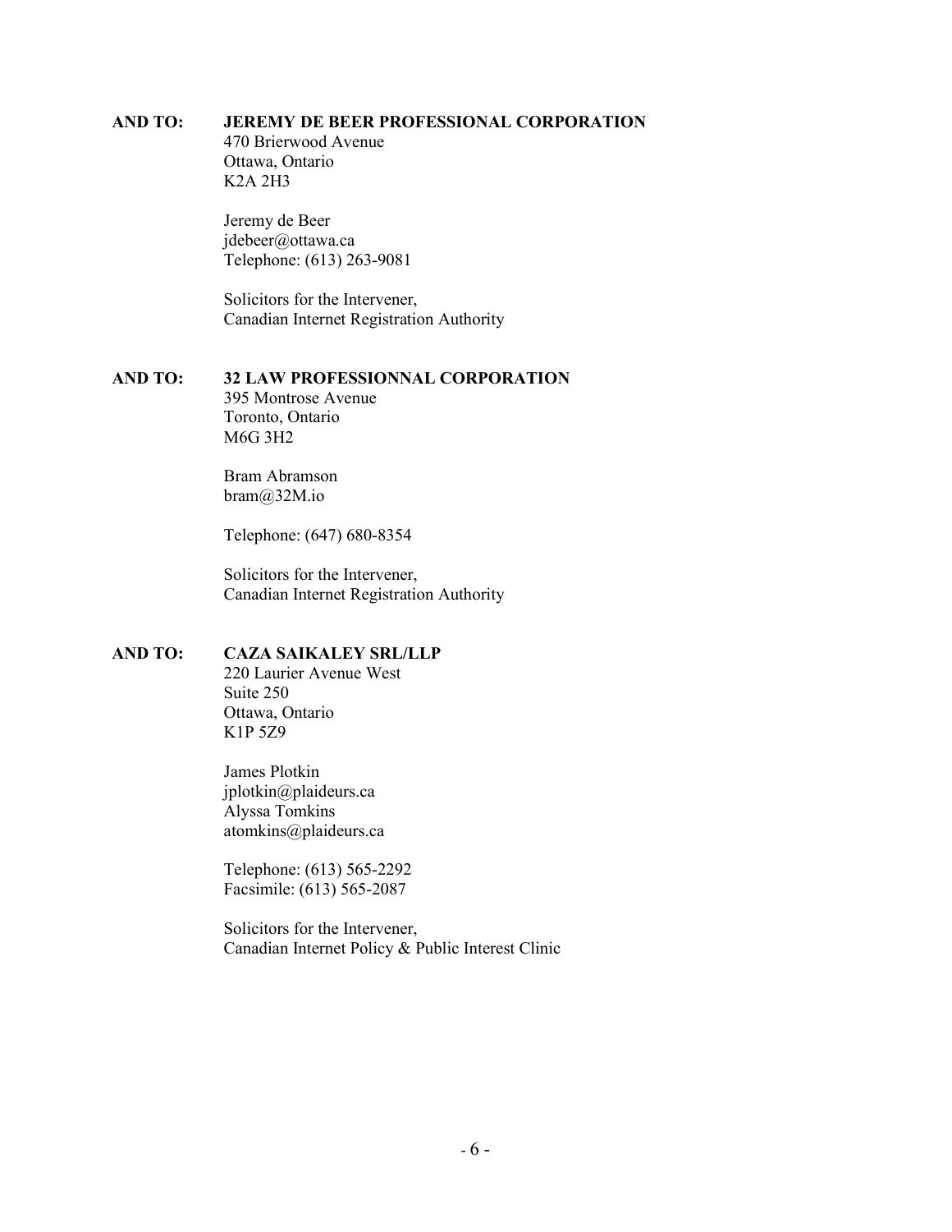**AND TO:** **JEREMY DE BEER PROFESSIONAL CORPORATION**
470 Brierwood Avenue
Ottawa, Ontario
K2A 2H3

Jeremy de Beer
jdebeer@ottawa.ca
Telephone: (613) 263-9081

Solicitors for the Intervener,
Canadian Internet Registration Authority

**AND TO:** **32 LAW PROFESSIONNAL CORPORATION**
395 Montrose Avenue
Toronto, Ontario
M6G 3H2

Bram Abramson
bram@32M.io

Telephone: (647) 680-8354

Solicitors for the Intervener,
Canadian Internet Registration Authority

**AND TO:** **CAZA SAIKALEY SRL/LLP**
220 Laurier Avenue West
Suite 250
Ottawa, Ontario
K1P 5Z9

James Plotkin
jplotkin@plaideurs.ca
Alyssa Tomkins
atomkins@plaideurs.ca

Telephone: (613) 565-2292
Facsimile: (613) 565-2087

Solicitors for the Intervener,
Canadian Internet Policy & Public Interest Clinic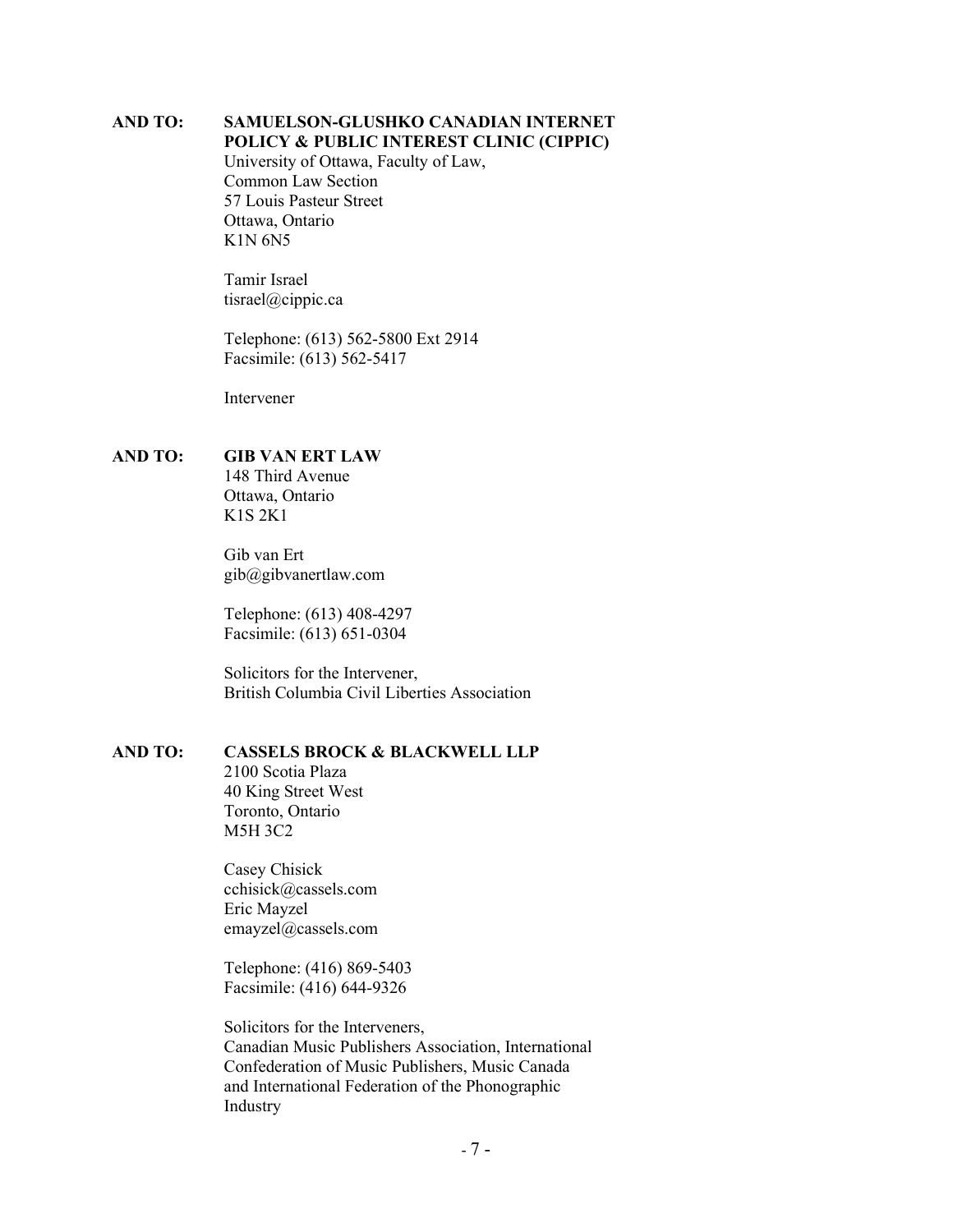**AND TO:** **SAMUELSON-GLUSHKO CANADIAN INTERNET POLICY & PUBLIC INTEREST CLINIC (CIPPIC)**
University of Ottawa, Faculty of Law,
Common Law Section
57 Louis Pasteur Street
Ottawa, Ontario
K1N 6N5

Tamir Israel
tisrael@cippic.ca

Telephone: (613) 562-5800 Ext 2914
Facsimile: (613) 562-5417

Intervener

**AND TO:** **GIB VAN ERT LAW**
148 Third Avenue
Ottawa, Ontario
K1S 2K1

Gib van Ert
gib@gibvanertlaw.com

Telephone: (613) 408-4297
Facsimile: (613) 651-0304

Solicitors for the Intervener,
British Columbia Civil Liberties Association

**AND TO:** **CASSELS BROCK & BLACKWELL LLP**
2100 Scotia Plaza
40 King Street West
Toronto, Ontario
M5H 3C2

Casey Chisick
cchisick@cassels.com
Eric Mayzel
emayzel@cassels.com

Telephone: (416) 869-5403
Facsimile: (416) 644-9326

Solicitors for the Interveners,
Canadian Music Publishers Association, International Confederation of Music Publishers, Music Canada and International Federation of the Phonographic Industry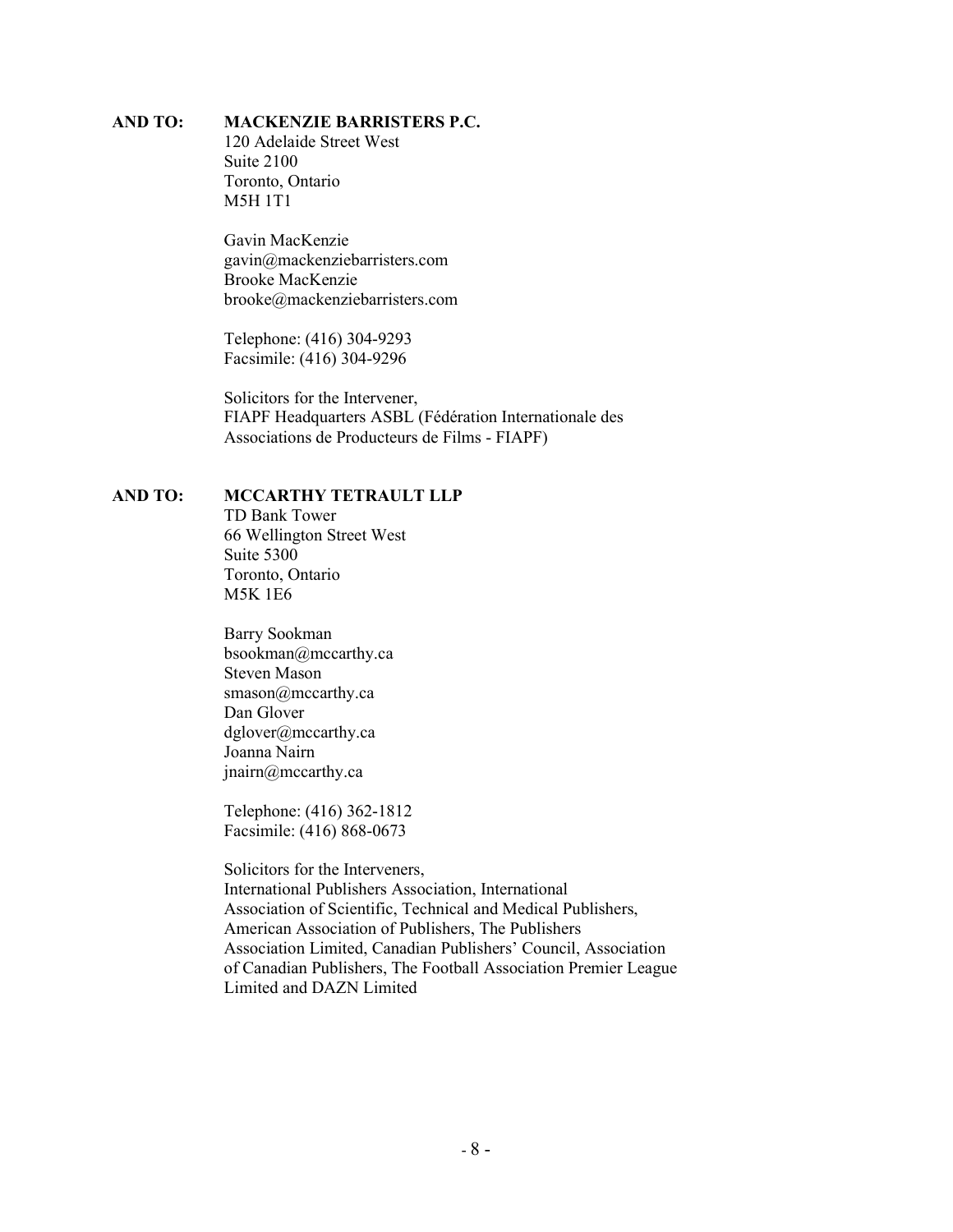**AND TO:** **MACKENZIE BARRISTERS P.C.**
120 Adelaide Street West
Suite 2100
Toronto, Ontario
M5H 1T1

Gavin MacKenzie
gavin@mackenziebarristers.com
Brooke MacKenzie
brooke@mackenziebarristers.com

Telephone: (416) 304-9293
Facsimile: (416) 304-9296

Solicitors for the Intervener,
FIAPF Headquarters ASBL (Fédération Internationale des Associations de Producteurs de Films - FIAPF)

**AND TO:** **MCCARTHY TETRAULT LLP**
TD Bank Tower
66 Wellington Street West
Suite 5300
Toronto, Ontario
M5K 1E6

Barry Sookman
bsookman@mccarthy.ca
Steven Mason
smason@mccarthy.ca
Dan Glover
dglover@mccarthy.ca
Joanna Nairn
jnairn@mccarthy.ca

Telephone: (416) 362-1812
Facsimile: (416) 868-0673

Solicitors for the Interveners,
International Publishers Association, International Association of Scientific, Technical and Medical Publishers, American Association of Publishers, The Publishers Association Limited, Canadian Publishers' Council, Association of Canadian Publishers, The Football Association Premier League Limited and DAZN Limited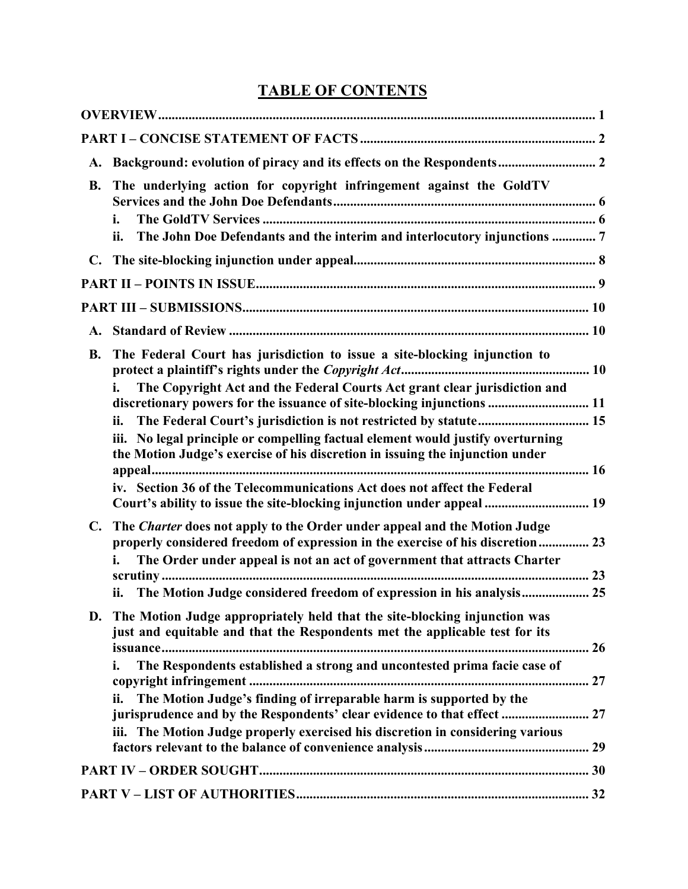# TABLE OF CONTENTS

| | |
|---|---|
| **OVERVIEW** | **1** |
| **PART I – CONCISE STATEMENT OF FACTS** | **2** |
| **A. Background: evolution of piracy and its effects on the Respondents** | **2** |
| **B. The underlying action for copyright infringement against the GoldTV Services and the John Doe Defendants** | **6** |
| **i. The GoldTV Services** | **6** |
| **ii. The John Doe Defendants and the interim and interlocutory injunctions** | **7** |
| **C. The site-blocking injunction under appeal** | **8** |
| **PART II – POINTS IN ISSUE** | **9** |
| **PART III – SUBMISSIONS** | **10** |
| **A. Standard of Review** | **10** |
| **B. The Federal Court has jurisdiction to issue a site-blocking injunction to protect a plaintiff's rights under the *Copyright Act*** | **10** |
| **i. The Copyright Act and the Federal Courts Act grant clear jurisdiction and discretionary powers for the issuance of site-blocking injunctions** | **11** |
| **ii. The Federal Court's jurisdiction is not restricted by statute** | **15** |
| **iii. No legal principle or compelling factual element would justify overturning the Motion Judge's exercise of his discretion in issuing the injunction under appeal** | **16** |
| **iv. Section 36 of the Telecommunications Act does not affect the Federal Court's ability to issue the site-blocking injunction under appeal** | **19** |
| **C. The *Charter* does not apply to the Order under appeal and the Motion Judge properly considered freedom of expression in the exercise of his discretion** | **23** |
| **i. The Order under appeal is not an act of government that attracts Charter scrutiny** | **23** |
| **ii. The Motion Judge considered freedom of expression in his analysis** | **25** |
| **D. The Motion Judge appropriately held that the site-blocking injunction was just and equitable and that the Respondents met the applicable test for its issuance** | **26** |
| **i. The Respondents established a strong and uncontested prima facie case of copyright infringement** | **27** |
| **ii. The Motion Judge's finding of irreparable harm is supported by the jurisprudence and by the Respondents' clear evidence to that effect** | **27** |
| **iii. The Motion Judge properly exercised his discretion in considering various factors relevant to the balance of convenience analysis** | **29** |
| **PART IV – ORDER SOUGHT** | **30** |
| **PART V – LIST OF AUTHORITIES** | **32** |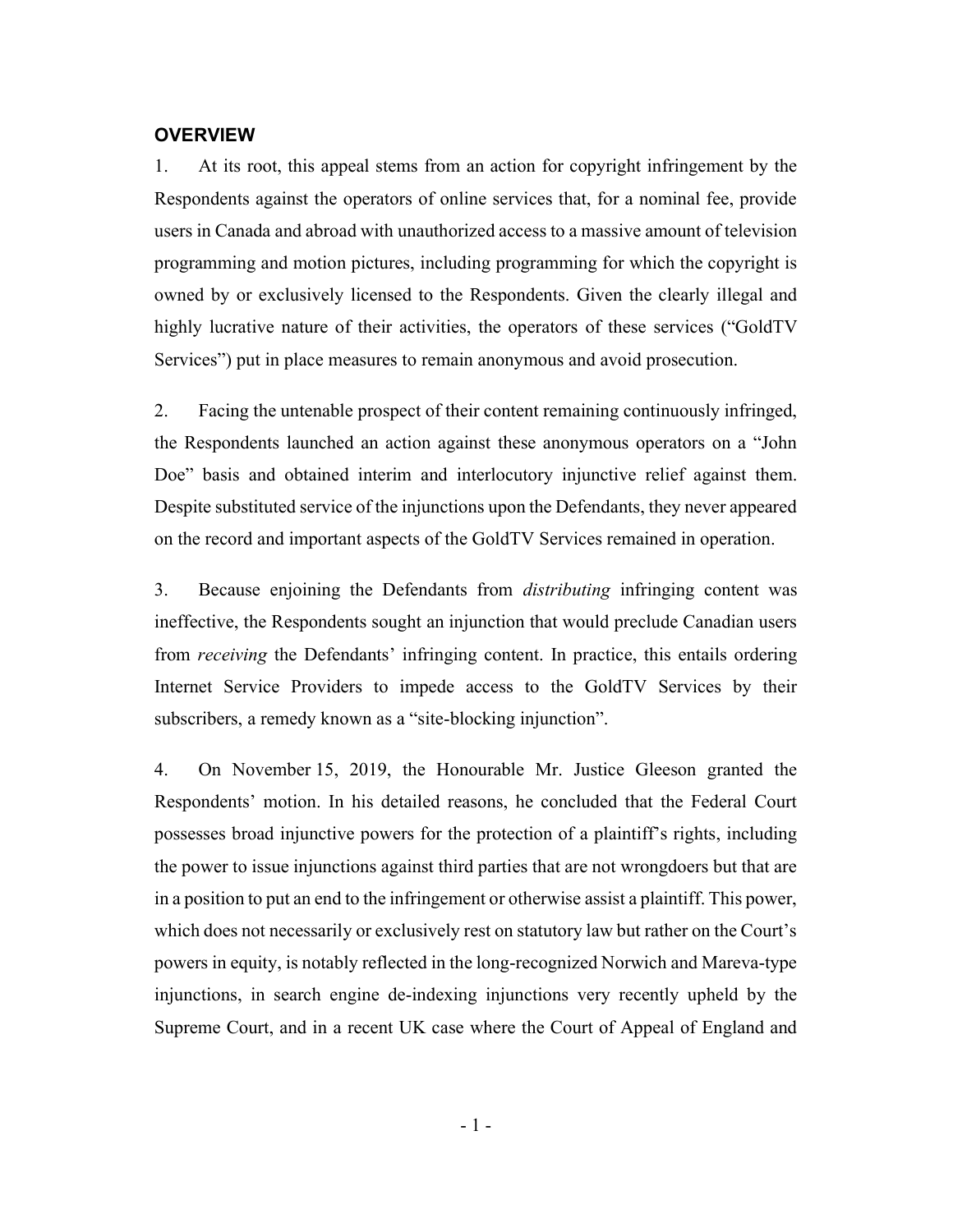## OVERVIEW

1. At its root, this appeal stems from an action for copyright infringement by the Respondents against the operators of online services that, for a nominal fee, provide users in Canada and abroad with unauthorized access to a massive amount of television programming and motion pictures, including programming for which the copyright is owned by or exclusively licensed to the Respondents. Given the clearly illegal and highly lucrative nature of their activities, the operators of these services ("GoldTV Services") put in place measures to remain anonymous and avoid prosecution.

2. Facing the untenable prospect of their content remaining continuously infringed, the Respondents launched an action against these anonymous operators on a "John Doe" basis and obtained interim and interlocutory injunctive relief against them. Despite substituted service of the injunctions upon the Defendants, they never appeared on the record and important aspects of the GoldTV Services remained in operation.

3. Because enjoining the Defendants from *distributing* infringing content was ineffective, the Respondents sought an injunction that would preclude Canadian users from *receiving* the Defendants' infringing content. In practice, this entails ordering Internet Service Providers to impede access to the GoldTV Services by their subscribers, a remedy known as a "site-blocking injunction".

4. On November 15, 2019, the Honourable Mr. Justice Gleeson granted the Respondents' motion. In his detailed reasons, he concluded that the Federal Court possesses broad injunctive powers for the protection of a plaintiff's rights, including the power to issue injunctions against third parties that are not wrongdoers but that are in a position to put an end to the infringement or otherwise assist a plaintiff. This power, which does not necessarily or exclusively rest on statutory law but rather on the Court's powers in equity, is notably reflected in the long-recognized Norwich and Mareva-type injunctions, in search engine de-indexing injunctions very recently upheld by the Supreme Court, and in a recent UK case where the Court of Appeal of England and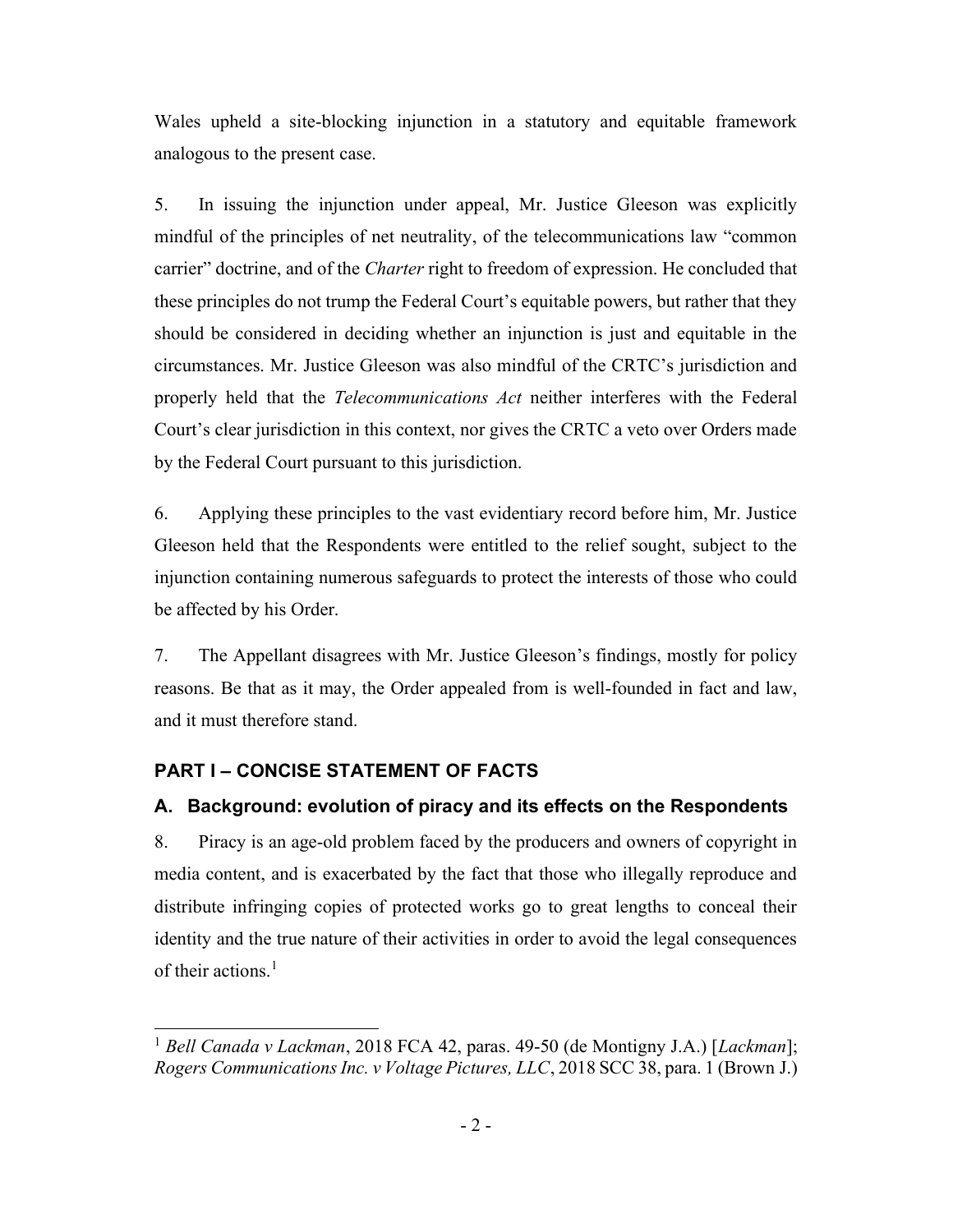Wales upheld a site-blocking injunction in a statutory and equitable framework analogous to the present case.

5. In issuing the injunction under appeal, Mr. Justice Gleeson was explicitly mindful of the principles of net neutrality, of the telecommunications law "common carrier" doctrine, and of the *Charter* right to freedom of expression. He concluded that these principles do not trump the Federal Court's equitable powers, but rather that they should be considered in deciding whether an injunction is just and equitable in the circumstances. Mr. Justice Gleeson was also mindful of the CRTC's jurisdiction and properly held that the *Telecommunications Act* neither interferes with the Federal Court's clear jurisdiction in this context, nor gives the CRTC a veto over Orders made by the Federal Court pursuant to this jurisdiction.

6. Applying these principles to the vast evidentiary record before him, Mr. Justice Gleeson held that the Respondents were entitled to the relief sought, subject to the injunction containing numerous safeguards to protect the interests of those who could be affected by his Order.

7. The Appellant disagrees with Mr. Justice Gleeson's findings, mostly for policy reasons. Be that as it may, the Order appealed from is well-founded in fact and law, and it must therefore stand.

## PART I – CONCISE STATEMENT OF FACTS

### A. Background: evolution of piracy and its effects on the Respondents

8. Piracy is an age-old problem faced by the producers and owners of copyright in media content, and is exacerbated by the fact that those who illegally reproduce and distribute infringing copies of protected works go to great lengths to conceal their identity and the true nature of their activities in order to avoid the legal consequences of their actions.[1]

---

[1] *Bell Canada v Lackman*, 2018 FCA 42, paras. 49-50 (de Montigny J.A.) [*Lackman*]; *Rogers Communications Inc. v Voltage Pictures, LLC*, 2018 SCC 38, para. 1 (Brown J.)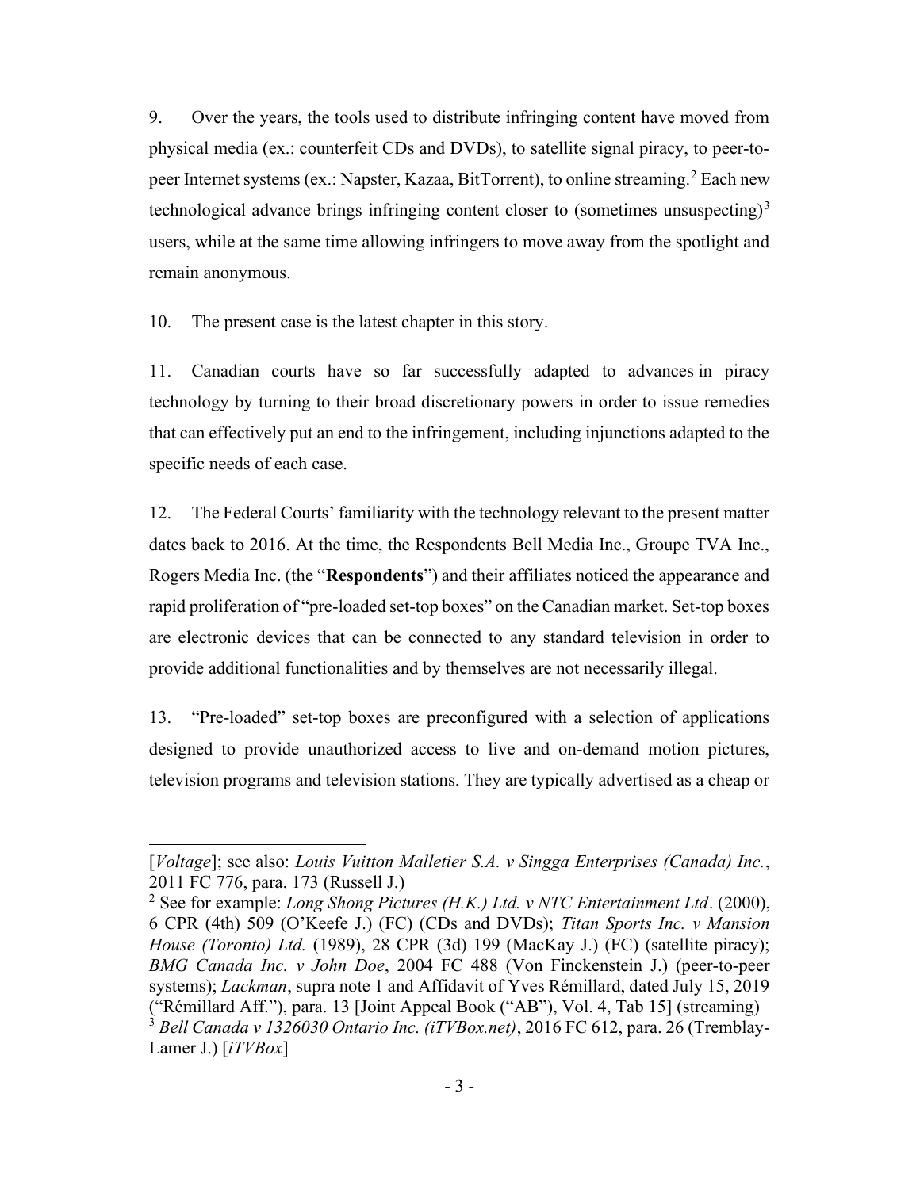9. Over the years, the tools used to distribute infringing content have moved from physical media (ex.: counterfeit CDs and DVDs), to satellite signal piracy, to peer-to-peer Internet systems (ex.: Napster, Kazaa, BitTorrent), to online streaming.[2] Each new technological advance brings infringing content closer to (sometimes unsuspecting)[3] users, while at the same time allowing infringers to move away from the spotlight and remain anonymous.

10. The present case is the latest chapter in this story.

11. Canadian courts have so far successfully adapted to advances in piracy technology by turning to their broad discretionary powers in order to issue remedies that can effectively put an end to the infringement, including injunctions adapted to the specific needs of each case.

12. The Federal Courts' familiarity with the technology relevant to the present matter dates back to 2016. At the time, the Respondents Bell Media Inc., Groupe TVA Inc., Rogers Media Inc. (the "**Respondents**") and their affiliates noticed the appearance and rapid proliferation of "pre-loaded set-top boxes" on the Canadian market. Set-top boxes are electronic devices that can be connected to any standard television in order to provide additional functionalities and by themselves are not necessarily illegal.

13. "Pre-loaded" set-top boxes are preconfigured with a selection of applications designed to provide unauthorized access to live and on-demand motion pictures, television programs and television stations. They are typically advertised as a cheap or

---

[*Voltage*]; see also: *Louis Vuitton Malletier S.A. v Singga Enterprises (Canada) Inc.*, 2011 FC 776, para. 173 (Russell J.)

[2] See for example: *Long Shong Pictures (H.K.) Ltd. v NTC Entertainment Ltd*. (2000), 6 CPR (4th) 509 (O'Keefe J.) (FC) (CDs and DVDs); *Titan Sports Inc. v Mansion House (Toronto) Ltd.* (1989), 28 CPR (3d) 199 (MacKay J.) (FC) (satellite piracy); *BMG Canada Inc. v John Doe*, 2004 FC 488 (Von Finckenstein J.) (peer-to-peer systems); *Lackman*, supra note 1 and Affidavit of Yves Rémillard, dated July 15, 2019 ("Rémillard Aff."), para. 13 [Joint Appeal Book ("AB"), Vol. 4, Tab 15] (streaming)

[3] *Bell Canada v 1326030 Ontario Inc. (iTVBox.net)*, 2016 FC 612, para. 26 (Tremblay-Lamer J.) [*iTVBox*]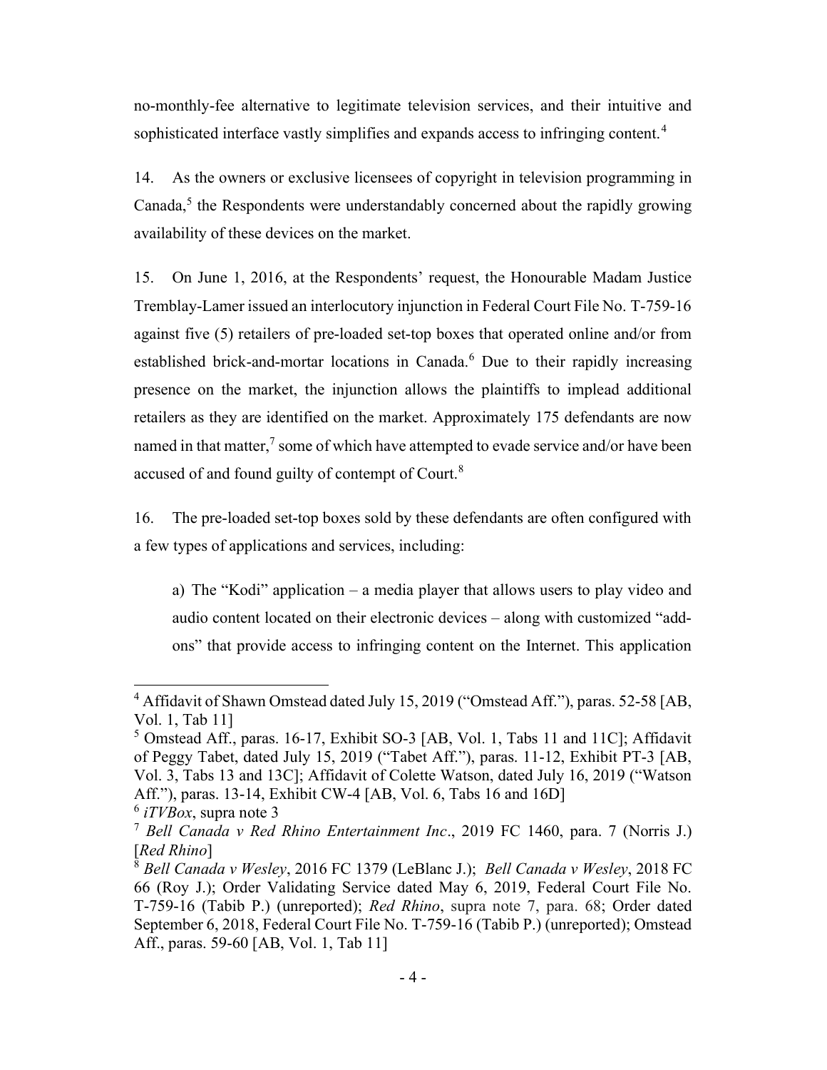no-monthly-fee alternative to legitimate television services, and their intuitive and sophisticated interface vastly simplifies and expands access to infringing content.[4]

14. As the owners or exclusive licensees of copyright in television programming in Canada,[5] the Respondents were understandably concerned about the rapidly growing availability of these devices on the market.

15. On June 1, 2016, at the Respondents' request, the Honourable Madam Justice Tremblay-Lamer issued an interlocutory injunction in Federal Court File No. T-759-16 against five (5) retailers of pre-loaded set-top boxes that operated online and/or from established brick-and-mortar locations in Canada.[6] Due to their rapidly increasing presence on the market, the injunction allows the plaintiffs to implead additional retailers as they are identified on the market. Approximately 175 defendants are now named in that matter,[7] some of which have attempted to evade service and/or have been accused of and found guilty of contempt of Court.[8]

16. The pre-loaded set-top boxes sold by these defendants are often configured with a few types of applications and services, including:

a) The "Kodi" application – a media player that allows users to play video and audio content located on their electronic devices – along with customized "add-ons" that provide access to infringing content on the Internet. This application

---

[4] Affidavit of Shawn Omstead dated July 15, 2019 ("Omstead Aff."), paras. 52-58 [AB, Vol. 1, Tab 11]

[5] Omstead Aff., paras. 16-17, Exhibit SO-3 [AB, Vol. 1, Tabs 11 and 11C]; Affidavit of Peggy Tabet, dated July 15, 2019 ("Tabet Aff."), paras. 11-12, Exhibit PT-3 [AB, Vol. 3, Tabs 13 and 13C]; Affidavit of Colette Watson, dated July 16, 2019 ("Watson Aff."), paras. 13-14, Exhibit CW-4 [AB, Vol. 6, Tabs 16 and 16D]

[6] *iTVBox*, supra note 3

[7] *Bell Canada v Red Rhino Entertainment Inc*., 2019 FC 1460, para. 7 (Norris J.) [*Red Rhino*]

[8] *Bell Canada v Wesley*, 2016 FC 1379 (LeBlanc J.); *Bell Canada v Wesley*, 2018 FC 66 (Roy J.); Order Validating Service dated May 6, 2019, Federal Court File No. T-759-16 (Tabib P.) (unreported); *Red Rhino*, supra note 7, para. 68; Order dated September 6, 2018, Federal Court File No. T-759-16 (Tabib P.) (unreported); Omstead Aff., paras. 59-60 [AB, Vol. 1, Tab 11]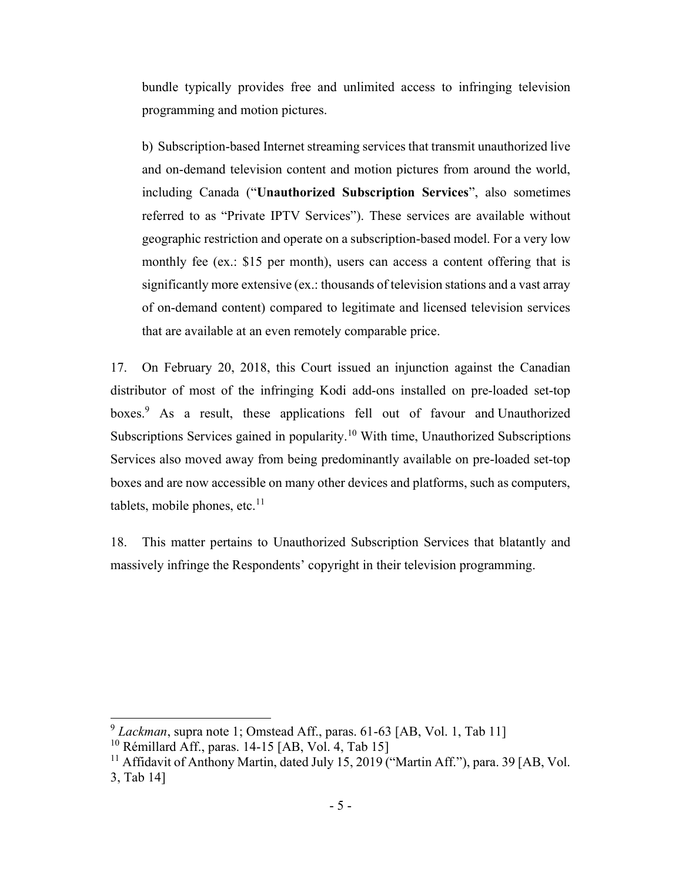bundle typically provides free and unlimited access to infringing television programming and motion pictures.

b) Subscription-based Internet streaming services that transmit unauthorized live and on-demand television content and motion pictures from around the world, including Canada ("**Unauthorized Subscription Services**", also sometimes referred to as "Private IPTV Services"). These services are available without geographic restriction and operate on a subscription-based model. For a very low monthly fee (ex.: $15 per month), users can access a content offering that is significantly more extensive (ex.: thousands of television stations and a vast array of on-demand content) compared to legitimate and licensed television services that are available at an even remotely comparable price.

17. On February 20, 2018, this Court issued an injunction against the Canadian distributor of most of the infringing Kodi add-ons installed on pre-loaded set-top boxes.[9] As a result, these applications fell out of favour and Unauthorized Subscriptions Services gained in popularity.[10] With time, Unauthorized Subscriptions Services also moved away from being predominantly available on pre-loaded set-top boxes and are now accessible on many other devices and platforms, such as computers, tablets, mobile phones, etc.[11]

18. This matter pertains to Unauthorized Subscription Services that blatantly and massively infringe the Respondents' copyright in their television programming.

---

[9] *Lackman*, supra note 1; Omstead Aff., paras. 61-63 [AB, Vol. 1, Tab 11]

[10] Rémillard Aff., paras. 14-15 [AB, Vol. 4, Tab 15]

[11] Affidavit of Anthony Martin, dated July 15, 2019 ("Martin Aff."), para. 39 [AB, Vol. 3, Tab 14]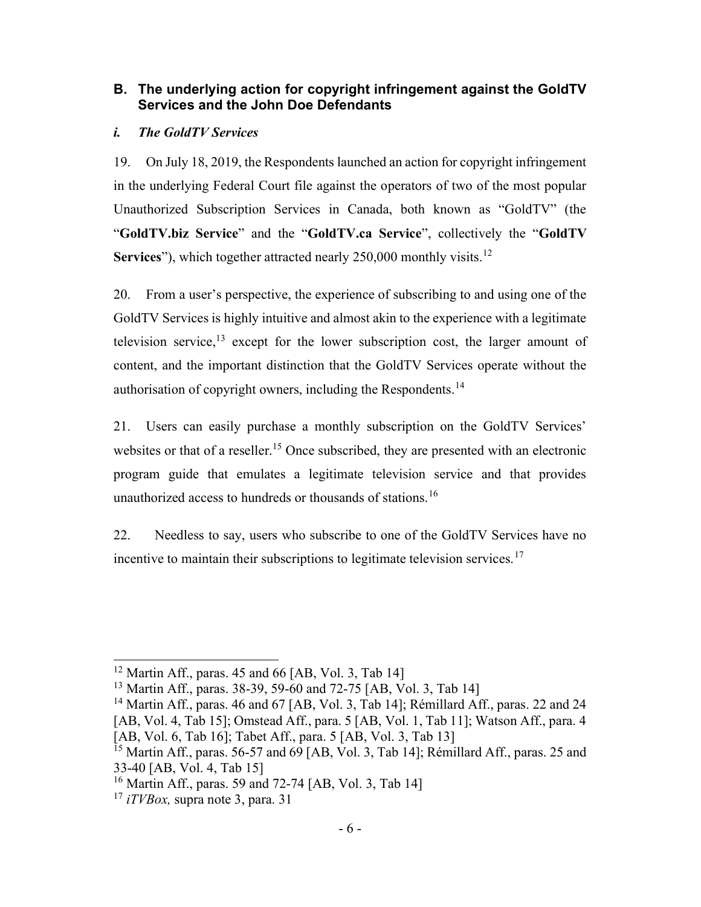## B. The underlying action for copyright infringement against the GoldTV Services and the John Doe Defendants

### *i. The GoldTV Services*

19. On July 18, 2019, the Respondents launched an action for copyright infringement in the underlying Federal Court file against the operators of two of the most popular Unauthorized Subscription Services in Canada, both known as "GoldTV" (the "**GoldTV.biz Service**" and the "**GoldTV.ca Service**", collectively the "**GoldTV Services**"), which together attracted nearly 250,000 monthly visits.[12]

20. From a user's perspective, the experience of subscribing to and using one of the GoldTV Services is highly intuitive and almost akin to the experience with a legitimate television service,[13] except for the lower subscription cost, the larger amount of content, and the important distinction that the GoldTV Services operate without the authorisation of copyright owners, including the Respondents.[14]

21. Users can easily purchase a monthly subscription on the GoldTV Services' websites or that of a reseller.[15] Once subscribed, they are presented with an electronic program guide that emulates a legitimate television service and that provides unauthorized access to hundreds or thousands of stations.[16]

22. Needless to say, users who subscribe to one of the GoldTV Services have no incentive to maintain their subscriptions to legitimate television services.[17]

---

[12] Martin Aff., paras. 45 and 66 [AB, Vol. 3, Tab 14]

[13] Martin Aff., paras. 38-39, 59-60 and 72-75 [AB, Vol. 3, Tab 14]

[14] Martin Aff., paras. 46 and 67 [AB, Vol. 3, Tab 14]; Rémillard Aff., paras. 22 and 24 [AB, Vol. 4, Tab 15]; Omstead Aff., para. 5 [AB, Vol. 1, Tab 11]; Watson Aff., para. 4 [AB, Vol. 6, Tab 16]; Tabet Aff., para. 5 [AB, Vol. 3, Tab 13]

[15] Martin Aff., paras. 56-57 and 69 [AB, Vol. 3, Tab 14]; Rémillard Aff., paras. 25 and 33-40 [AB, Vol. 4, Tab 15]

[16] Martin Aff., paras. 59 and 72-74 [AB, Vol. 3, Tab 14]

[17] *iTVBox,* supra note 3, para. 31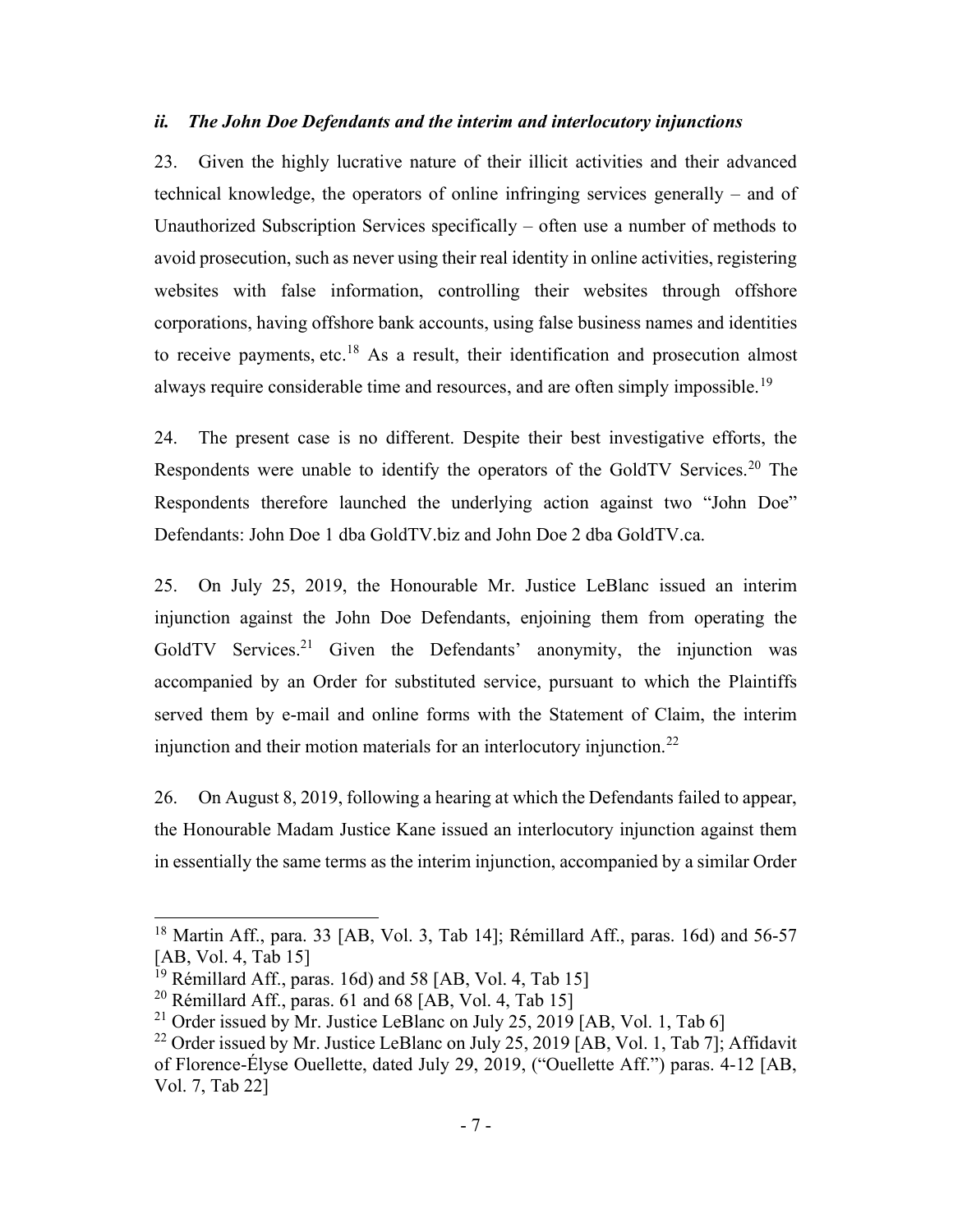### *ii. The John Doe Defendants and the interim and interlocutory injunctions*

23. Given the highly lucrative nature of their illicit activities and their advanced technical knowledge, the operators of online infringing services generally – and of Unauthorized Subscription Services specifically – often use a number of methods to avoid prosecution, such as never using their real identity in online activities, registering websites with false information, controlling their websites through offshore corporations, having offshore bank accounts, using false business names and identities to receive payments, etc.[18] As a result, their identification and prosecution almost always require considerable time and resources, and are often simply impossible.[19]

24. The present case is no different. Despite their best investigative efforts, the Respondents were unable to identify the operators of the GoldTV Services.[20] The Respondents therefore launched the underlying action against two "John Doe" Defendants: John Doe 1 dba GoldTV.biz and John Doe 2 dba GoldTV.ca.

25. On July 25, 2019, the Honourable Mr. Justice LeBlanc issued an interim injunction against the John Doe Defendants, enjoining them from operating the GoldTV Services.[21] Given the Defendants' anonymity, the injunction was accompanied by an Order for substituted service, pursuant to which the Plaintiffs served them by e-mail and online forms with the Statement of Claim, the interim injunction and their motion materials for an interlocutory injunction.[22]

26. On August 8, 2019, following a hearing at which the Defendants failed to appear, the Honourable Madam Justice Kane issued an interlocutory injunction against them in essentially the same terms as the interim injunction, accompanied by a similar Order

---

[18] Martin Aff., para. 33 [AB, Vol. 3, Tab 14]; Rémillard Aff., paras. 16d) and 56-57 [AB, Vol. 4, Tab 15]

[19] Rémillard Aff., paras. 16d) and 58 [AB, Vol. 4, Tab 15]

[20] Rémillard Aff., paras. 61 and 68 [AB, Vol. 4, Tab 15]

[21] Order issued by Mr. Justice LeBlanc on July 25, 2019 [AB, Vol. 1, Tab 6]

[22] Order issued by Mr. Justice LeBlanc on July 25, 2019 [AB, Vol. 1, Tab 7]; Affidavit of Florence-Élyse Ouellette, dated July 29, 2019, ("Ouellette Aff.") paras. 4-12 [AB, Vol. 7, Tab 22]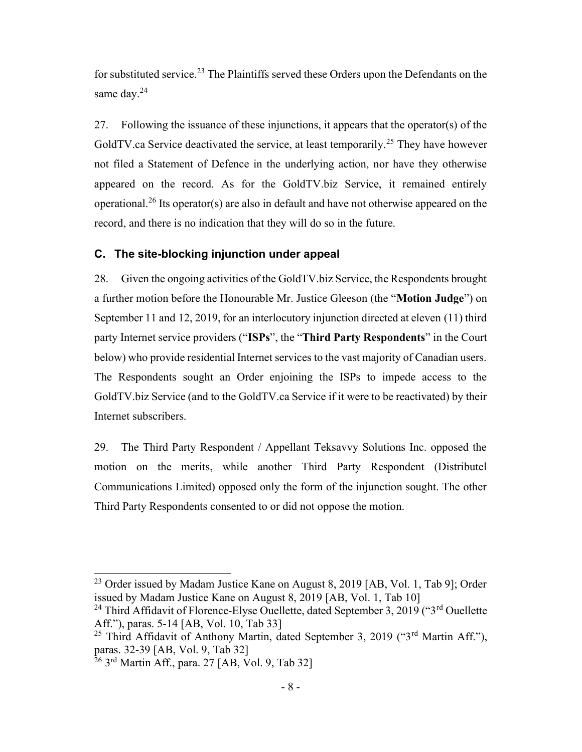for substituted service.[23] The Plaintiffs served these Orders upon the Defendants on the same day.[24]

27. Following the issuance of these injunctions, it appears that the operator(s) of the GoldTV.ca Service deactivated the service, at least temporarily.[25] They have however not filed a Statement of Defence in the underlying action, nor have they otherwise appeared on the record. As for the GoldTV.biz Service, it remained entirely operational.[26] Its operator(s) are also in default and have not otherwise appeared on the record, and there is no indication that they will do so in the future.

### C. The site-blocking injunction under appeal

28. Given the ongoing activities of the GoldTV.biz Service, the Respondents brought a further motion before the Honourable Mr. Justice Gleeson (the "**Motion Judge**") on September 11 and 12, 2019, for an interlocutory injunction directed at eleven (11) third party Internet service providers ("**ISPs**", the "**Third Party Respondents**" in the Court below) who provide residential Internet services to the vast majority of Canadian users. The Respondents sought an Order enjoining the ISPs to impede access to the GoldTV.biz Service (and to the GoldTV.ca Service if it were to be reactivated) by their Internet subscribers.

29. The Third Party Respondent / Appellant Teksavvy Solutions Inc. opposed the motion on the merits, while another Third Party Respondent (Distributel Communications Limited) opposed only the form of the injunction sought. The other Third Party Respondents consented to or did not oppose the motion.

---

[23] Order issued by Madam Justice Kane on August 8, 2019 [AB, Vol. 1, Tab 9]; Order issued by Madam Justice Kane on August 8, 2019 [AB, Vol. 1, Tab 10]

[24] Third Affidavit of Florence-Elyse Ouellette, dated September 3, 2019 ("3rd Ouellette Aff."), paras. 5-14 [AB, Vol. 10, Tab 33]

[25] Third Affidavit of Anthony Martin, dated September 3, 2019 ("3rd Martin Aff."), paras. 32-39 [AB, Vol. 9, Tab 32]

[26] 3rd Martin Aff., para. 27 [AB, Vol. 9, Tab 32]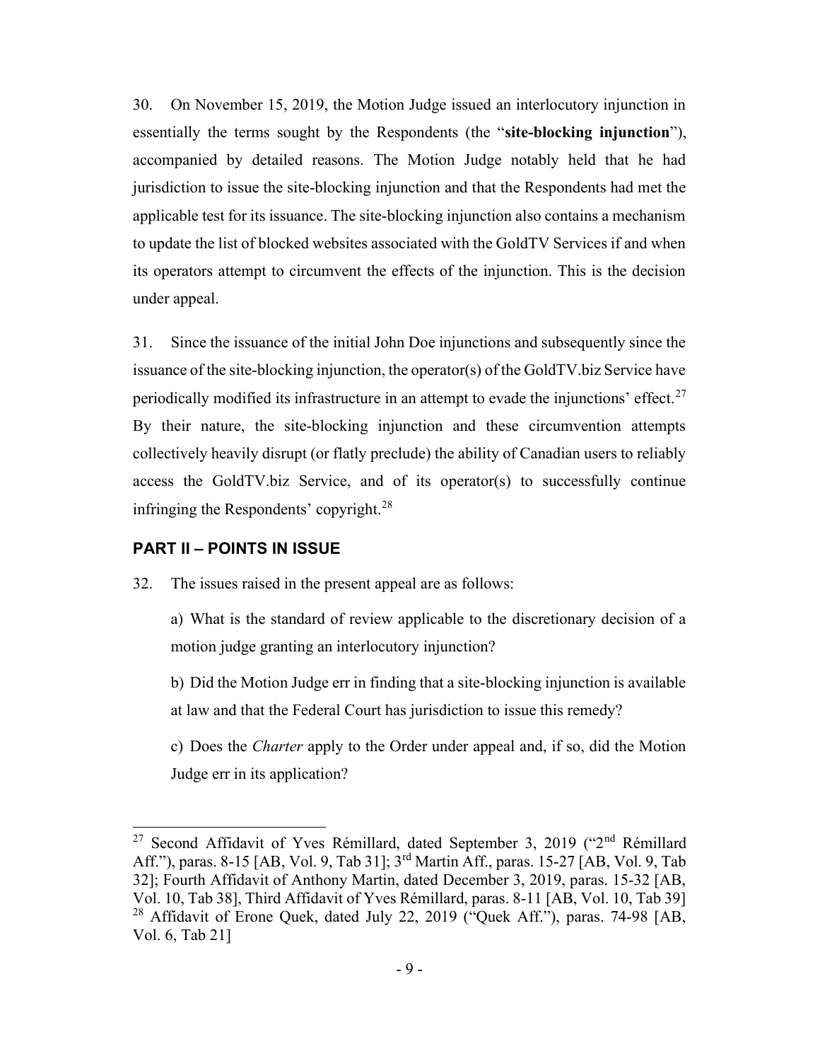30. On November 15, 2019, the Motion Judge issued an interlocutory injunction in essentially the terms sought by the Respondents (the "**site-blocking injunction**"), accompanied by detailed reasons. The Motion Judge notably held that he had jurisdiction to issue the site-blocking injunction and that the Respondents had met the applicable test for its issuance. The site-blocking injunction also contains a mechanism to update the list of blocked websites associated with the GoldTV Services if and when its operators attempt to circumvent the effects of the injunction. This is the decision under appeal.

31. Since the issuance of the initial John Doe injunctions and subsequently since the issuance of the site-blocking injunction, the operator(s) of the GoldTV.biz Service have periodically modified its infrastructure in an attempt to evade the injunctions' effect.[27] By their nature, the site-blocking injunction and these circumvention attempts collectively heavily disrupt (or flatly preclude) the ability of Canadian users to reliably access the GoldTV.biz Service, and of its operator(s) to successfully continue infringing the Respondents' copyright.[28]

## PART II – POINTS IN ISSUE

32. The issues raised in the present appeal are as follows:

a) What is the standard of review applicable to the discretionary decision of a motion judge granting an interlocutory injunction?

b) Did the Motion Judge err in finding that a site-blocking injunction is available at law and that the Federal Court has jurisdiction to issue this remedy?

c) Does the *Charter* apply to the Order under appeal and, if so, did the Motion Judge err in its application?

---

[27] Second Affidavit of Yves Rémillard, dated September 3, 2019 ("2nd Rémillard Aff."), paras. 8-15 [AB, Vol. 9, Tab 31]; 3rd Martin Aff., paras. 15-27 [AB, Vol. 9, Tab 32]; Fourth Affidavit of Anthony Martin, dated December 3, 2019, paras. 15-32 [AB, Vol. 10, Tab 38], Third Affidavit of Yves Rémillard, paras. 8-11 [AB, Vol. 10, Tab 39]

[28] Affidavit of Erone Quek, dated July 22, 2019 ("Quek Aff."), paras. 74-98 [AB, Vol. 6, Tab 21]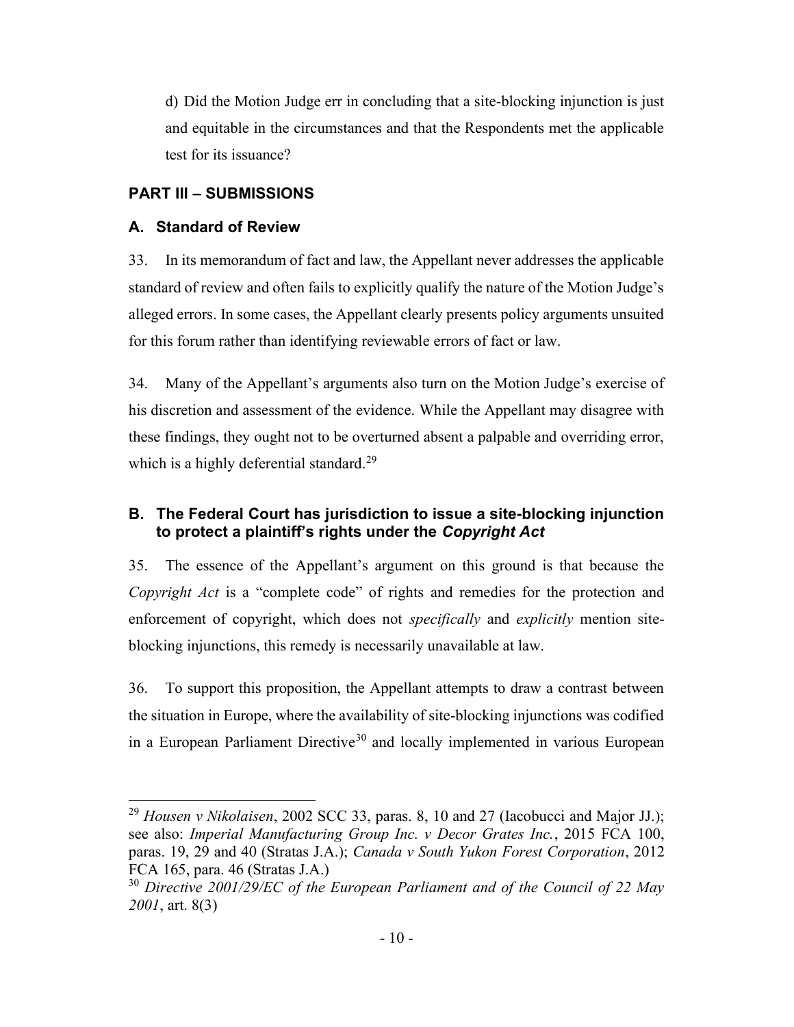d) Did the Motion Judge err in concluding that a site-blocking injunction is just and equitable in the circumstances and that the Respondents met the applicable test for its issuance?

## PART III – SUBMISSIONS

### A. Standard of Review

33. In its memorandum of fact and law, the Appellant never addresses the applicable standard of review and often fails to explicitly qualify the nature of the Motion Judge's alleged errors. In some cases, the Appellant clearly presents policy arguments unsuited for this forum rather than identifying reviewable errors of fact or law.

34. Many of the Appellant's arguments also turn on the Motion Judge's exercise of his discretion and assessment of the evidence. While the Appellant may disagree with these findings, they ought not to be overturned absent a palpable and overriding error, which is a highly deferential standard.[29]

### B. The Federal Court has jurisdiction to issue a site-blocking injunction to protect a plaintiff's rights under the *Copyright Act*

35. The essence of the Appellant's argument on this ground is that because the *Copyright Act* is a "complete code" of rights and remedies for the protection and enforcement of copyright, which does not *specifically* and *explicitly* mention site-blocking injunctions, this remedy is necessarily unavailable at law.

36. To support this proposition, the Appellant attempts to draw a contrast between the situation in Europe, where the availability of site-blocking injunctions was codified in a European Parliament Directive[30] and locally implemented in various European

---

[29] *Housen v Nikolaisen*, 2002 SCC 33, paras. 8, 10 and 27 (Iacobucci and Major JJ.); see also: *Imperial Manufacturing Group Inc. v Decor Grates Inc.*, 2015 FCA 100, paras. 19, 29 and 40 (Stratas J.A.); *Canada v South Yukon Forest Corporation*, 2012 FCA 165, para. 46 (Stratas J.A.)

[30] *Directive 2001/29/EC of the European Parliament and of the Council of 22 May 2001*, art. 8(3)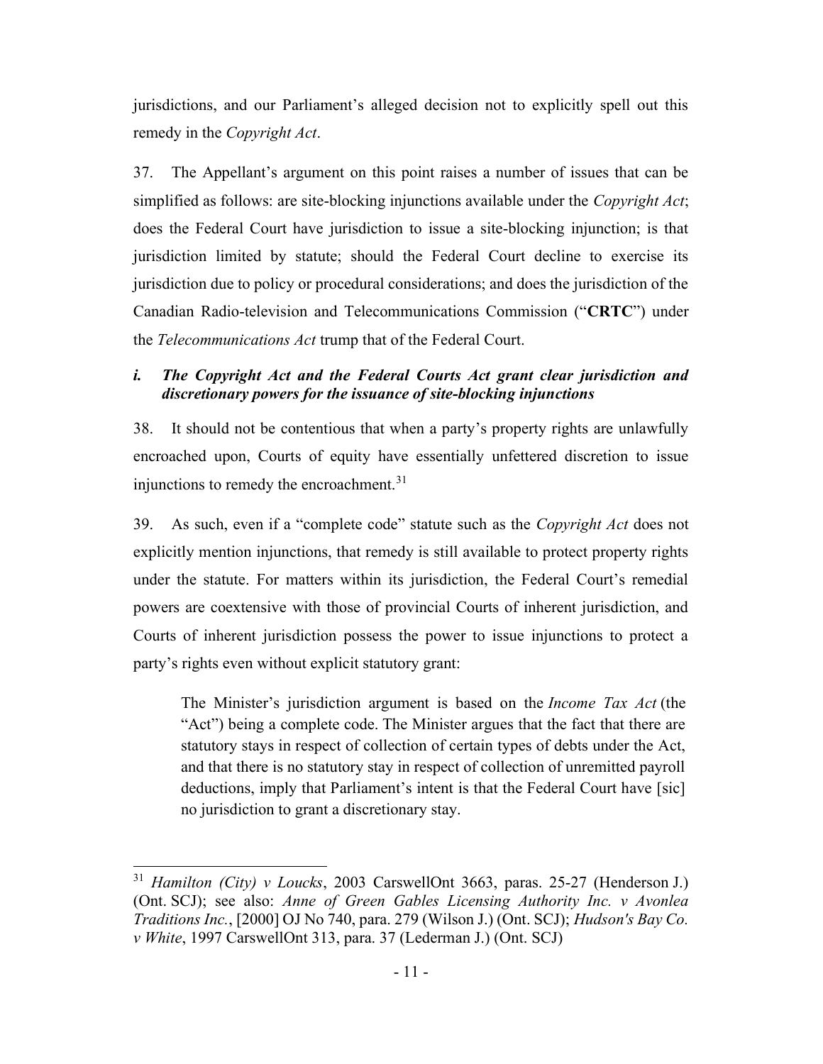jurisdictions, and our Parliament's alleged decision not to explicitly spell out this remedy in the *Copyright Act*.

37. The Appellant's argument on this point raises a number of issues that can be simplified as follows: are site-blocking injunctions available under the *Copyright Act*; does the Federal Court have jurisdiction to issue a site-blocking injunction; is that jurisdiction limited by statute; should the Federal Court decline to exercise its jurisdiction due to policy or procedural considerations; and does the jurisdiction of the Canadian Radio-television and Telecommunications Commission ("**CRTC**") under the *Telecommunications Act* trump that of the Federal Court.

### *i. The Copyright Act and the Federal Courts Act grant clear jurisdiction and discretionary powers for the issuance of site-blocking injunctions*

38. It should not be contentious that when a party's property rights are unlawfully encroached upon, Courts of equity have essentially unfettered discretion to issue injunctions to remedy the encroachment.[31]

39. As such, even if a "complete code" statute such as the *Copyright Act* does not explicitly mention injunctions, that remedy is still available to protect property rights under the statute. For matters within its jurisdiction, the Federal Court's remedial powers are coextensive with those of provincial Courts of inherent jurisdiction, and Courts of inherent jurisdiction possess the power to issue injunctions to protect a party's rights even without explicit statutory grant:

> The Minister's jurisdiction argument is based on the *Income Tax Act* (the "Act") being a complete code. The Minister argues that the fact that there are statutory stays in respect of collection of certain types of debts under the Act, and that there is no statutory stay in respect of collection of unremitted payroll deductions, imply that Parliament's intent is that the Federal Court have [sic] no jurisdiction to grant a discretionary stay.

---

[31] *Hamilton (City) v Loucks*, 2003 CarswellOnt 3663, paras. 25-27 (Henderson J.) (Ont. SCJ); see also: *Anne of Green Gables Licensing Authority Inc. v Avonlea Traditions Inc.*, [2000] OJ No 740, para. 279 (Wilson J.) (Ont. SCJ); *Hudson's Bay Co. v White*, 1997 CarswellOnt 313, para. 37 (Lederman J.) (Ont. SCJ)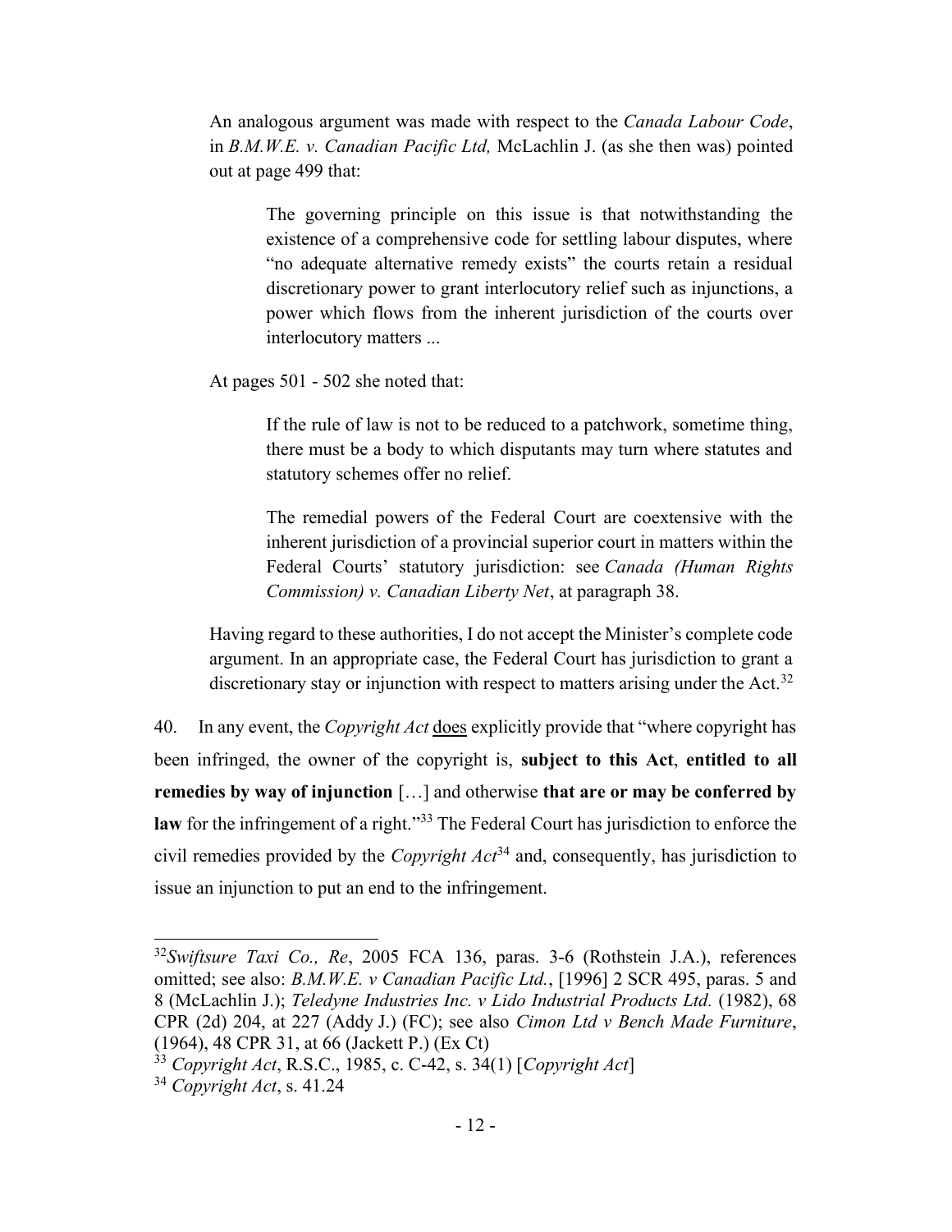> An analogous argument was made with respect to the *Canada Labour Code*, in *B.M.W.E. v. Canadian Pacific Ltd,* McLachlin J. (as she then was) pointed out at page 499 that:
>
> > The governing principle on this issue is that notwithstanding the existence of a comprehensive code for settling labour disputes, where "no adequate alternative remedy exists" the courts retain a residual discretionary power to grant interlocutory relief such as injunctions, a power which flows from the inherent jurisdiction of the courts over interlocutory matters ...
>
> At pages 501 - 502 she noted that:
>
> > If the rule of law is not to be reduced to a patchwork, sometime thing, there must be a body to which disputants may turn where statutes and statutory schemes offer no relief.
> >
> > The remedial powers of the Federal Court are coextensive with the inherent jurisdiction of a provincial superior court in matters within the Federal Courts' statutory jurisdiction: see *Canada (Human Rights Commission) v. Canadian Liberty Net*, at paragraph 38.
>
> Having regard to these authorities, I do not accept the Minister's complete code argument. In an appropriate case, the Federal Court has jurisdiction to grant a discretionary stay or injunction with respect to matters arising under the Act.[32]

40. In any event, the *Copyright Act* does explicitly provide that "where copyright has been infringed, the owner of the copyright is, **subject to this Act**, **entitled to all remedies by way of injunction** […] and otherwise **that are or may be conferred by law** for the infringement of a right."[33] The Federal Court has jurisdiction to enforce the civil remedies provided by the *Copyright Act*[34] and, consequently, has jurisdiction to issue an injunction to put an end to the infringement.

---

[32] *Swiftsure Taxi Co., Re*, 2005 FCA 136, paras. 3-6 (Rothstein J.A.), references omitted; see also: *B.M.W.E. v Canadian Pacific Ltd.*, [1996] 2 SCR 495, paras. 5 and 8 (McLachlin J.); *Teledyne Industries Inc. v Lido Industrial Products Ltd.* (1982), 68 CPR (2d) 204, at 227 (Addy J.) (FC); see also *Cimon Ltd v Bench Made Furniture*, (1964), 48 CPR 31, at 66 (Jackett P.) (Ex Ct)

[33] *Copyright Act*, R.S.C., 1985, c. C-42, s. 34(1) [*Copyright Act*]

[34] *Copyright Act*, s. 41.24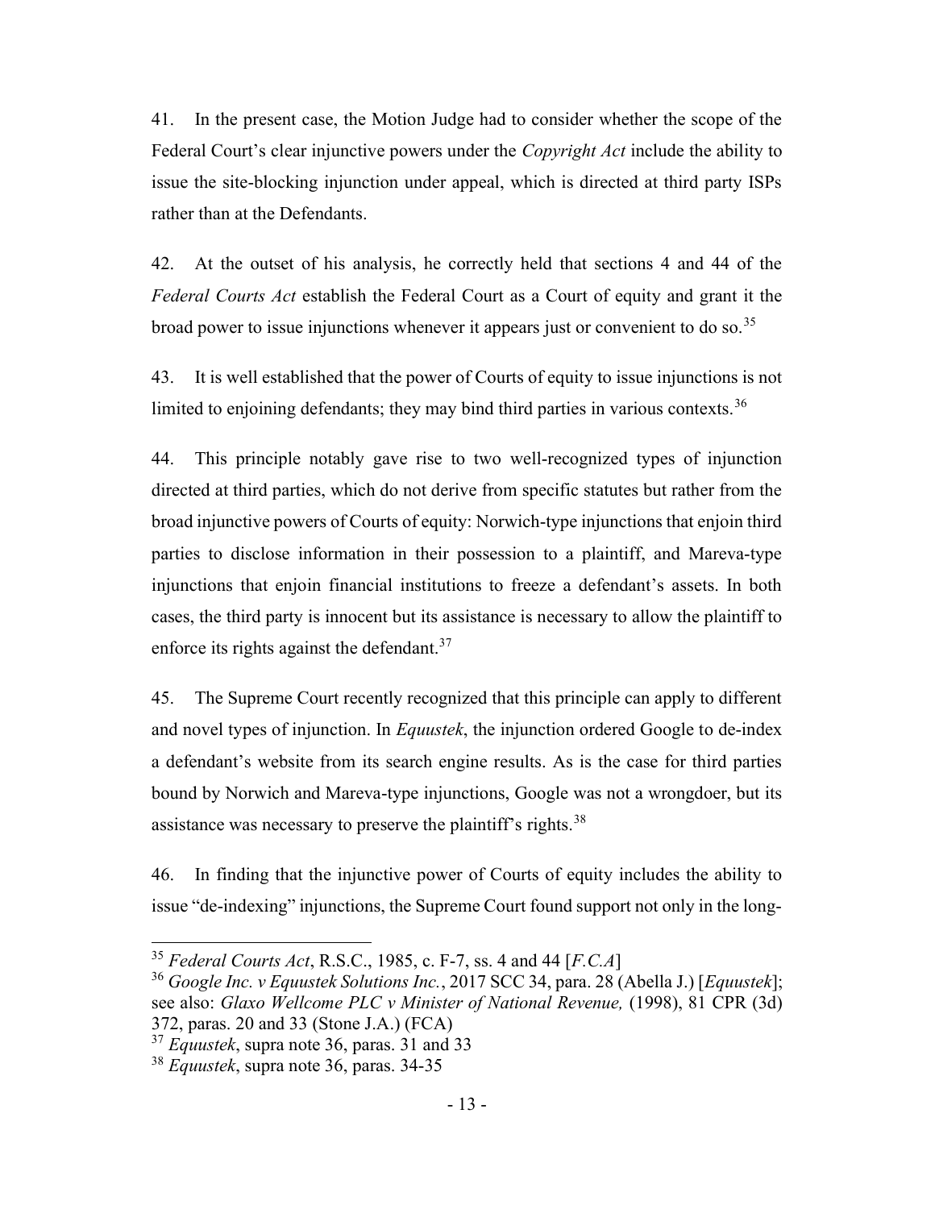41. In the present case, the Motion Judge had to consider whether the scope of the Federal Court's clear injunctive powers under the *Copyright Act* include the ability to issue the site-blocking injunction under appeal, which is directed at third party ISPs rather than at the Defendants.

42. At the outset of his analysis, he correctly held that sections 4 and 44 of the *Federal Courts Act* establish the Federal Court as a Court of equity and grant it the broad power to issue injunctions whenever it appears just or convenient to do so.[35]

43. It is well established that the power of Courts of equity to issue injunctions is not limited to enjoining defendants; they may bind third parties in various contexts.[36]

44. This principle notably gave rise to two well-recognized types of injunction directed at third parties, which do not derive from specific statutes but rather from the broad injunctive powers of Courts of equity: Norwich-type injunctions that enjoin third parties to disclose information in their possession to a plaintiff, and Mareva-type injunctions that enjoin financial institutions to freeze a defendant's assets. In both cases, the third party is innocent but its assistance is necessary to allow the plaintiff to enforce its rights against the defendant.[37]

45. The Supreme Court recently recognized that this principle can apply to different and novel types of injunction. In *Equustek*, the injunction ordered Google to de-index a defendant's website from its search engine results. As is the case for third parties bound by Norwich and Mareva-type injunctions, Google was not a wrongdoer, but its assistance was necessary to preserve the plaintiff's rights.[38]

46. In finding that the injunctive power of Courts of equity includes the ability to issue "de-indexing" injunctions, the Supreme Court found support not only in the long-

---

[35] *Federal Courts Act*, R.S.C., 1985, c. F-7, ss. 4 and 44 [*F.C.A*]

[36] *Google Inc. v Equustek Solutions Inc.*, 2017 SCC 34, para. 28 (Abella J.) [*Equustek*]; see also: *Glaxo Wellcome PLC v Minister of National Revenue,* (1998), 81 CPR (3d) 372, paras. 20 and 33 (Stone J.A.) (FCA)

[37] *Equustek*, supra note 36, paras. 31 and 33

[38] *Equustek*, supra note 36, paras. 34-35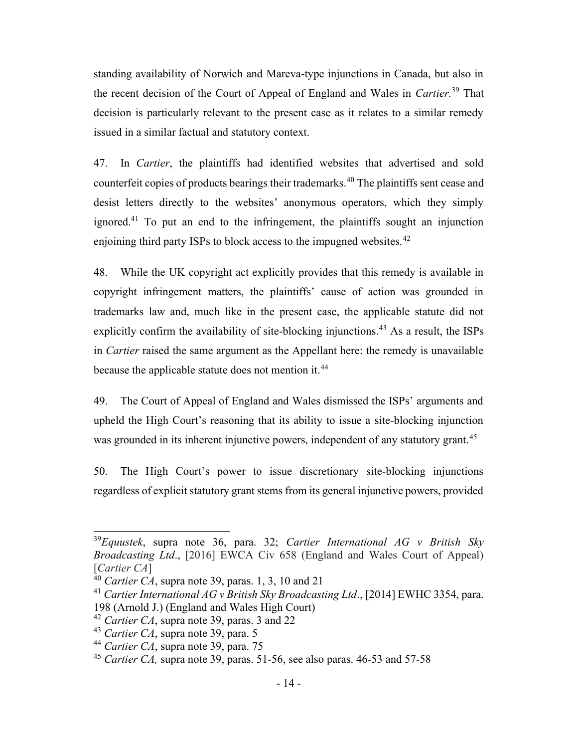standing availability of Norwich and Mareva-type injunctions in Canada, but also in the recent decision of the Court of Appeal of England and Wales in *Cartier.*[39] That decision is particularly relevant to the present case as it relates to a similar remedy issued in a similar factual and statutory context.

47. In *Cartier*, the plaintiffs had identified websites that advertised and sold counterfeit copies of products bearings their trademarks.[40] The plaintiffs sent cease and desist letters directly to the websites' anonymous operators, which they simply ignored.[41] To put an end to the infringement, the plaintiffs sought an injunction enjoining third party ISPs to block access to the impugned websites.[42]

48. While the UK copyright act explicitly provides that this remedy is available in copyright infringement matters, the plaintiffs' cause of action was grounded in trademarks law and, much like in the present case, the applicable statute did not explicitly confirm the availability of site-blocking injunctions.[43] As a result, the ISPs in *Cartier* raised the same argument as the Appellant here: the remedy is unavailable because the applicable statute does not mention it.[44]

49. The Court of Appeal of England and Wales dismissed the ISPs' arguments and upheld the High Court's reasoning that its ability to issue a site-blocking injunction was grounded in its inherent injunctive powers, independent of any statutory grant.[45]

50. The High Court's power to issue discretionary site-blocking injunctions regardless of explicit statutory grant stems from its general injunctive powers, provided

---

[39] *Equustek*, supra note 36, para. 32; *Cartier International AG v British Sky Broadcasting Ltd*., [2016] EWCA Civ 658 (England and Wales Court of Appeal) [*Cartier CA*]

[40] *Cartier CA*, supra note 39, paras. 1, 3, 10 and 21

[41] *Cartier International AG v British Sky Broadcasting Ltd*., [2014] EWHC 3354, para. 198 (Arnold J.) (England and Wales High Court)

[42] *Cartier CA*, supra note 39, paras. 3 and 22

[43] *Cartier CA*, supra note 39, para. 5

[44] *Cartier CA*, supra note 39, para. 75

[45] *Cartier CA,* supra note 39, paras. 51-56, see also paras. 46-53 and 57-58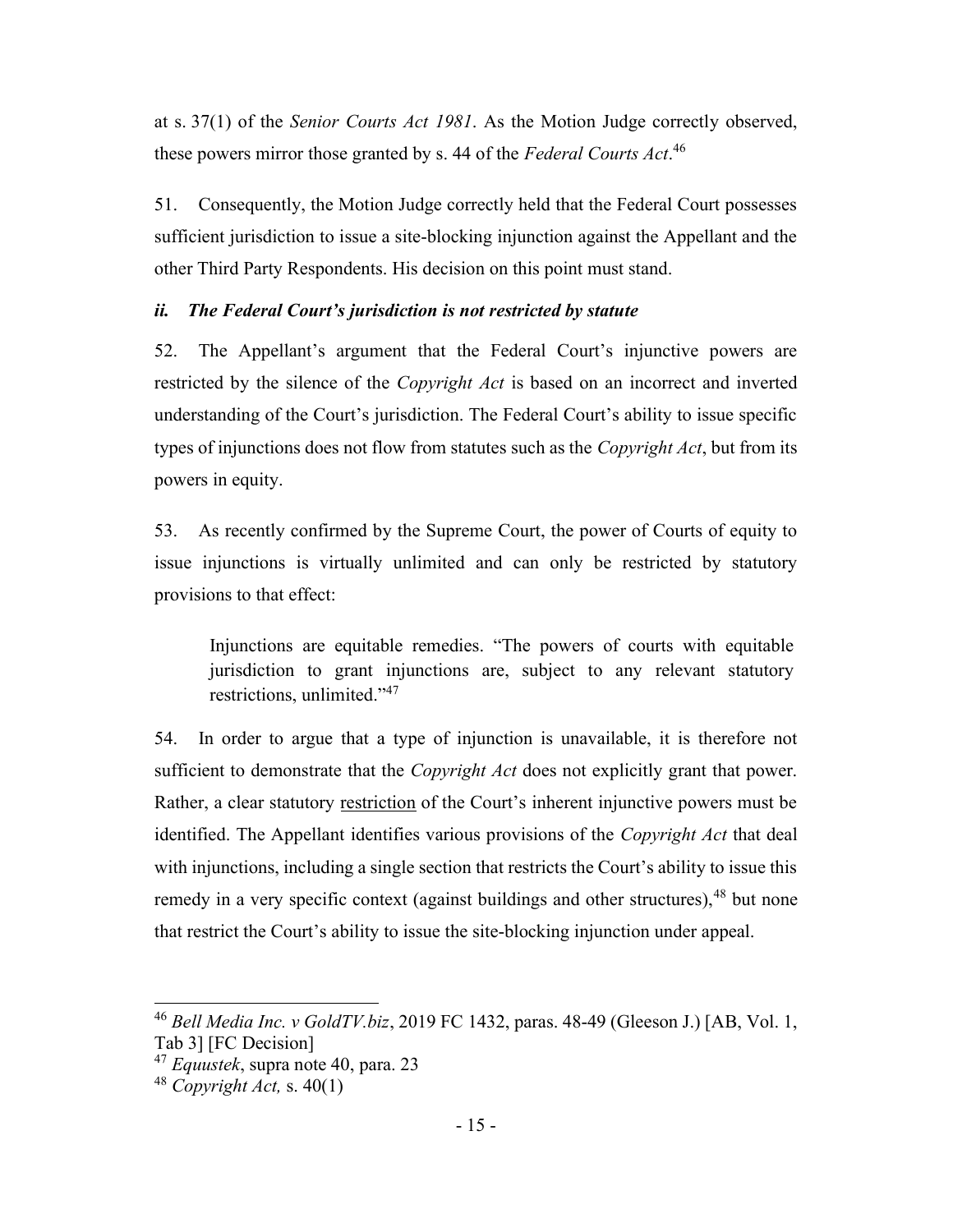at s. 37(1) of the *Senior Courts Act 1981*. As the Motion Judge correctly observed, these powers mirror those granted by s. 44 of the *Federal Courts Act*.[46]

51. Consequently, the Motion Judge correctly held that the Federal Court possesses sufficient jurisdiction to issue a site-blocking injunction against the Appellant and the other Third Party Respondents. His decision on this point must stand.

### *ii. The Federal Court's jurisdiction is not restricted by statute*

52. The Appellant's argument that the Federal Court's injunctive powers are restricted by the silence of the *Copyright Act* is based on an incorrect and inverted understanding of the Court's jurisdiction. The Federal Court's ability to issue specific types of injunctions does not flow from statutes such as the *Copyright Act*, but from its powers in equity.

53. As recently confirmed by the Supreme Court, the power of Courts of equity to issue injunctions is virtually unlimited and can only be restricted by statutory provisions to that effect:

> Injunctions are equitable remedies. "The powers of courts with equitable jurisdiction to grant injunctions are, subject to any relevant statutory restrictions, unlimited."[47]

54. In order to argue that a type of injunction is unavailable, it is therefore not sufficient to demonstrate that the *Copyright Act* does not explicitly grant that power. Rather, a clear statutory <u>restriction</u> of the Court's inherent injunctive powers must be identified. The Appellant identifies various provisions of the *Copyright Act* that deal with injunctions, including a single section that restricts the Court's ability to issue this remedy in a very specific context (against buildings and other structures),[48] but none that restrict the Court's ability to issue the site-blocking injunction under appeal.

---

[46] *Bell Media Inc. v GoldTV.biz*, 2019 FC 1432, paras. 48-49 (Gleeson J.) [AB, Vol. 1, Tab 3] [FC Decision]

[47] *Equustek*, supra note 40, para. 23

[48] *Copyright Act,* s. 40(1)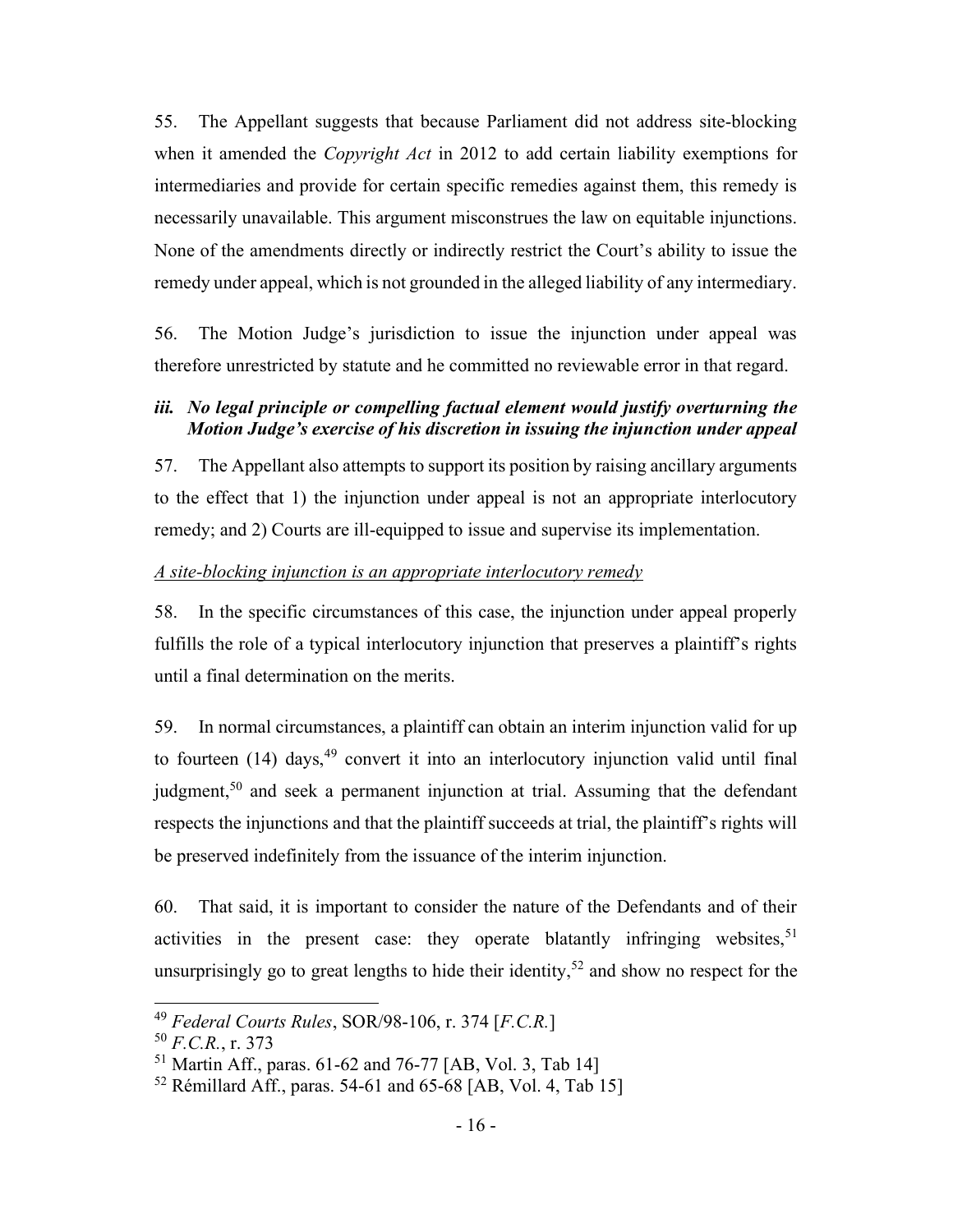55. The Appellant suggests that because Parliament did not address site-blocking when it amended the *Copyright Act* in 2012 to add certain liability exemptions for intermediaries and provide for certain specific remedies against them, this remedy is necessarily unavailable. This argument misconstrues the law on equitable injunctions. None of the amendments directly or indirectly restrict the Court's ability to issue the remedy under appeal, which is not grounded in the alleged liability of any intermediary.

56. The Motion Judge's jurisdiction to issue the injunction under appeal was therefore unrestricted by statute and he committed no reviewable error in that regard.

### *iii. No legal principle or compelling factual element would justify overturning the Motion Judge's exercise of his discretion in issuing the injunction under appeal*

57. The Appellant also attempts to support its position by raising ancillary arguments to the effect that 1) the injunction under appeal is not an appropriate interlocutory remedy; and 2) Courts are ill-equipped to issue and supervise its implementation.

*A site-blocking injunction is an appropriate interlocutory remedy*

58. In the specific circumstances of this case, the injunction under appeal properly fulfills the role of a typical interlocutory injunction that preserves a plaintiff's rights until a final determination on the merits.

59. In normal circumstances, a plaintiff can obtain an interim injunction valid for up to fourteen (14) days,[49] convert it into an interlocutory injunction valid until final judgment,[50] and seek a permanent injunction at trial. Assuming that the defendant respects the injunctions and that the plaintiff succeeds at trial, the plaintiff's rights will be preserved indefinitely from the issuance of the interim injunction.

60. That said, it is important to consider the nature of the Defendants and of their activities in the present case: they operate blatantly infringing websites,[51] unsurprisingly go to great lengths to hide their identity,[52] and show no respect for the

---

[49] *Federal Courts Rules*, SOR/98-106, r. 374 [*F.C.R.*]

[50] *F.C.R.*, r. 373

[51] Martin Aff., paras. 61-62 and 76-77 [AB, Vol. 3, Tab 14]

[52] Rémillard Aff., paras. 54-61 and 65-68 [AB, Vol. 4, Tab 15]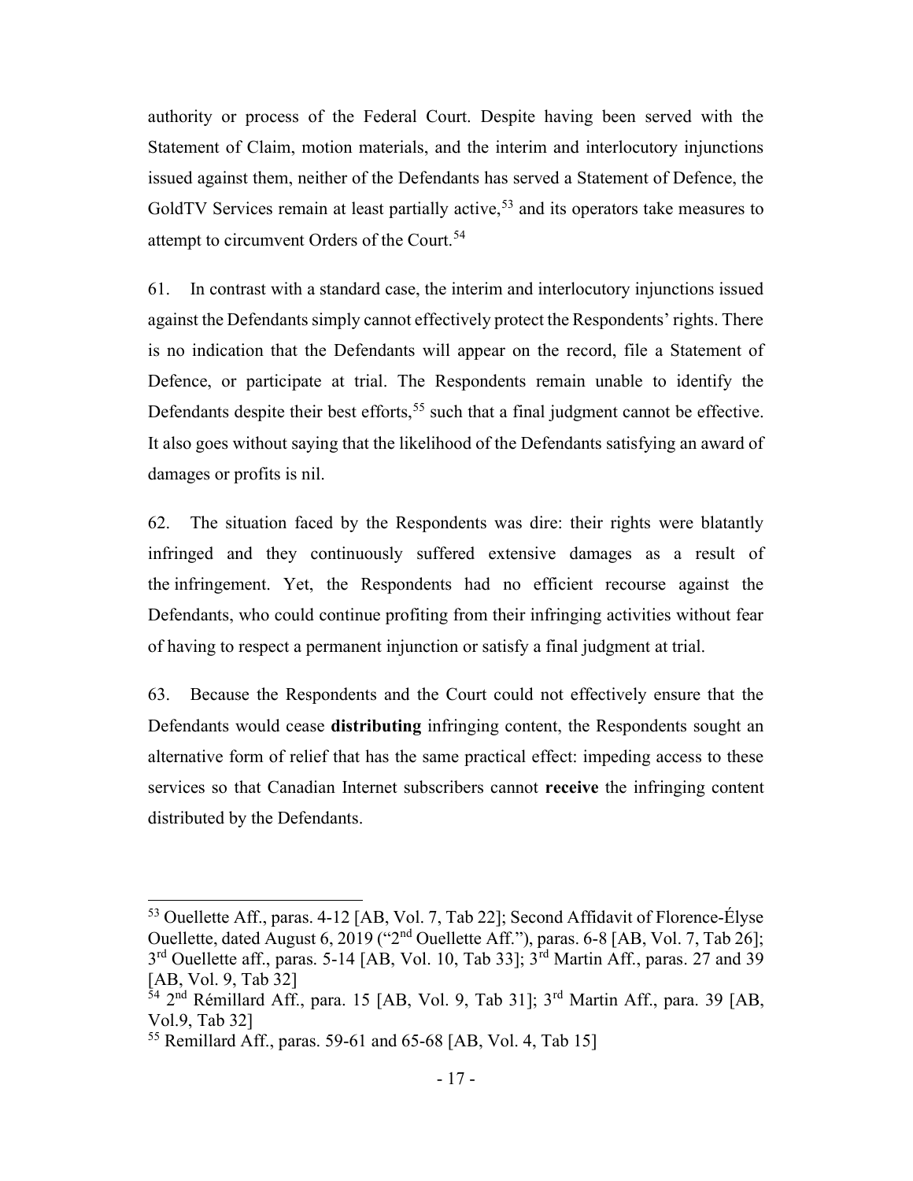authority or process of the Federal Court. Despite having been served with the Statement of Claim, motion materials, and the interim and interlocutory injunctions issued against them, neither of the Defendants has served a Statement of Defence, the GoldTV Services remain at least partially active,[53] and its operators take measures to attempt to circumvent Orders of the Court.[54]

61. In contrast with a standard case, the interim and interlocutory injunctions issued against the Defendants simply cannot effectively protect the Respondents' rights. There is no indication that the Defendants will appear on the record, file a Statement of Defence, or participate at trial. The Respondents remain unable to identify the Defendants despite their best efforts,[55] such that a final judgment cannot be effective. It also goes without saying that the likelihood of the Defendants satisfying an award of damages or profits is nil.

62. The situation faced by the Respondents was dire: their rights were blatantly infringed and they continuously suffered extensive damages as a result of the infringement. Yet, the Respondents had no efficient recourse against the Defendants, who could continue profiting from their infringing activities without fear of having to respect a permanent injunction or satisfy a final judgment at trial.

63. Because the Respondents and the Court could not effectively ensure that the Defendants would cease **distributing** infringing content, the Respondents sought an alternative form of relief that has the same practical effect: impeding access to these services so that Canadian Internet subscribers cannot **receive** the infringing content distributed by the Defendants.

---

[53] Ouellette Aff., paras. 4-12 [AB, Vol. 7, Tab 22]; Second Affidavit of Florence-Élyse Ouellette, dated August 6, 2019 ("2nd Ouellette Aff."), paras. 6-8 [AB, Vol. 7, Tab 26]; 3rd Ouellette aff., paras. 5-14 [AB, Vol. 10, Tab 33]; 3rd Martin Aff., paras. 27 and 39 [AB, Vol. 9, Tab 32]

[54] 2nd Rémillard Aff., para. 15 [AB, Vol. 9, Tab 31]; 3rd Martin Aff., para. 39 [AB, Vol.9, Tab 32]

[55] Remillard Aff., paras. 59-61 and 65-68 [AB, Vol. 4, Tab 15]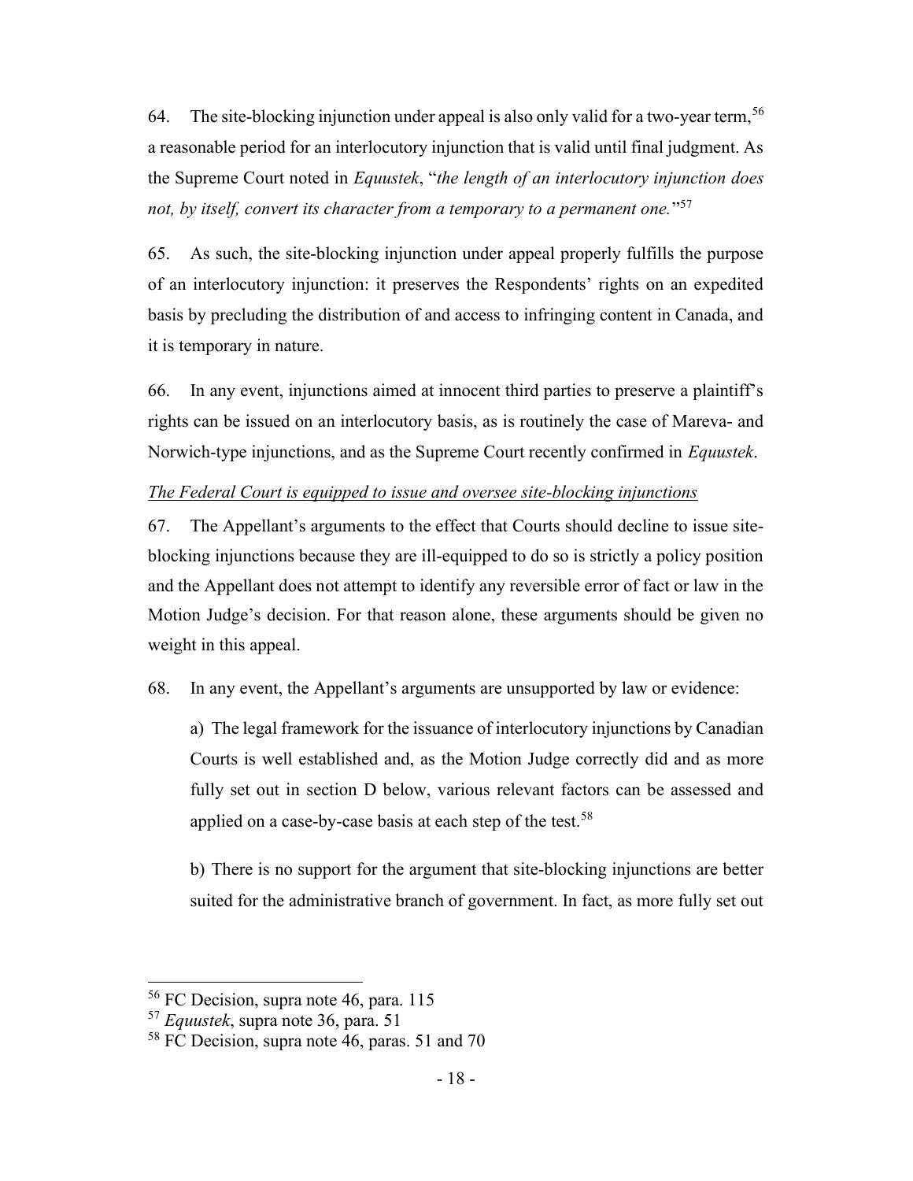64. The site-blocking injunction under appeal is also only valid for a two-year term,[56] a reasonable period for an interlocutory injunction that is valid until final judgment. As the Supreme Court noted in *Equustek*, "*the length of an interlocutory injunction does not, by itself, convert its character from a temporary to a permanent one.*"[57]

65. As such, the site-blocking injunction under appeal properly fulfills the purpose of an interlocutory injunction: it preserves the Respondents' rights on an expedited basis by precluding the distribution of and access to infringing content in Canada, and it is temporary in nature.

66. In any event, injunctions aimed at innocent third parties to preserve a plaintiff's rights can be issued on an interlocutory basis, as is routinely the case of Mareva- and Norwich-type injunctions, and as the Supreme Court recently confirmed in *Equustek*.

<u>*The Federal Court is equipped to issue and oversee site-blocking injunctions*</u>

67. The Appellant's arguments to the effect that Courts should decline to issue site-blocking injunctions because they are ill-equipped to do so is strictly a policy position and the Appellant does not attempt to identify any reversible error of fact or law in the Motion Judge's decision. For that reason alone, these arguments should be given no weight in this appeal.

68. In any event, the Appellant's arguments are unsupported by law or evidence:

a) The legal framework for the issuance of interlocutory injunctions by Canadian Courts is well established and, as the Motion Judge correctly did and as more fully set out in section D below, various relevant factors can be assessed and applied on a case-by-case basis at each step of the test.[58]

b) There is no support for the argument that site-blocking injunctions are better suited for the administrative branch of government. In fact, as more fully set out

---

[56] FC Decision, supra note 46, para. 115

[57] *Equustek*, supra note 36, para. 51

[58] FC Decision, supra note 46, paras. 51 and 70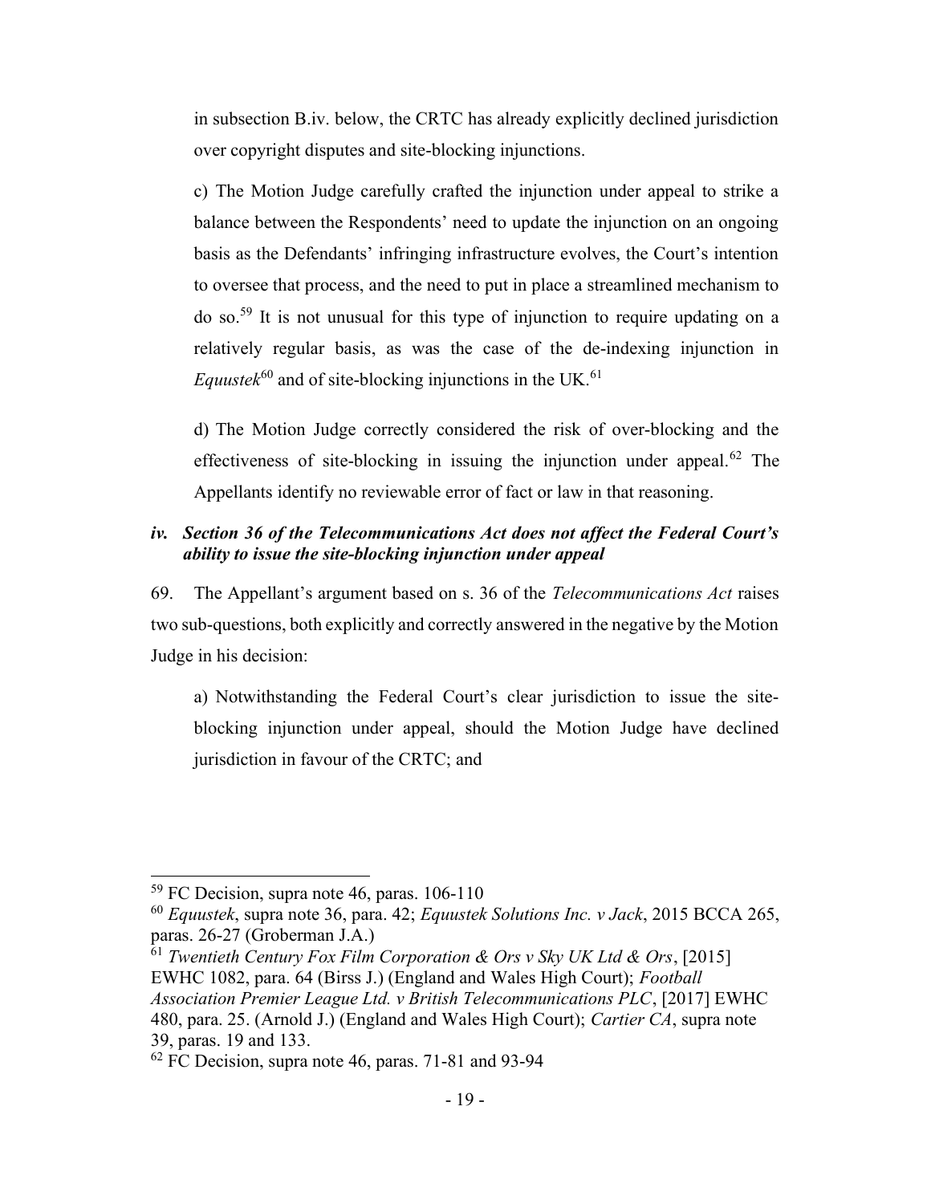in subsection B.iv. below, the CRTC has already explicitly declined jurisdiction over copyright disputes and site-blocking injunctions.

c) The Motion Judge carefully crafted the injunction under appeal to strike a balance between the Respondents' need to update the injunction on an ongoing basis as the Defendants' infringing infrastructure evolves, the Court's intention to oversee that process, and the need to put in place a streamlined mechanism to do so.[59] It is not unusual for this type of injunction to require updating on a relatively regular basis, as was the case of the de-indexing injunction in *Equustek*[60] and of site-blocking injunctions in the UK.[61]

d) The Motion Judge correctly considered the risk of over-blocking and the effectiveness of site-blocking in issuing the injunction under appeal.[62] The Appellants identify no reviewable error of fact or law in that reasoning.

### *iv. Section 36 of the Telecommunications Act does not affect the Federal Court's ability to issue the site-blocking injunction under appeal*

69. The Appellant's argument based on s. 36 of the *Telecommunications Act* raises two sub-questions, both explicitly and correctly answered in the negative by the Motion Judge in his decision:

a) Notwithstanding the Federal Court's clear jurisdiction to issue the site-blocking injunction under appeal, should the Motion Judge have declined jurisdiction in favour of the CRTC; and

---

[59] FC Decision, supra note 46, paras. 106-110

[60] *Equustek*, supra note 36, para. 42; *Equustek Solutions Inc. v Jack*, 2015 BCCA 265, paras. 26-27 (Groberman J.A.)

[61] *Twentieth Century Fox Film Corporation & Ors v Sky UK Ltd & Ors*, [2015] EWHC 1082, para. 64 (Birss J.) (England and Wales High Court); *Football Association Premier League Ltd. v British Telecommunications PLC*, [2017] EWHC 480, para. 25. (Arnold J.) (England and Wales High Court); *Cartier CA*, supra note 39, paras. 19 and 133.

[62] FC Decision, supra note 46, paras. 71-81 and 93-94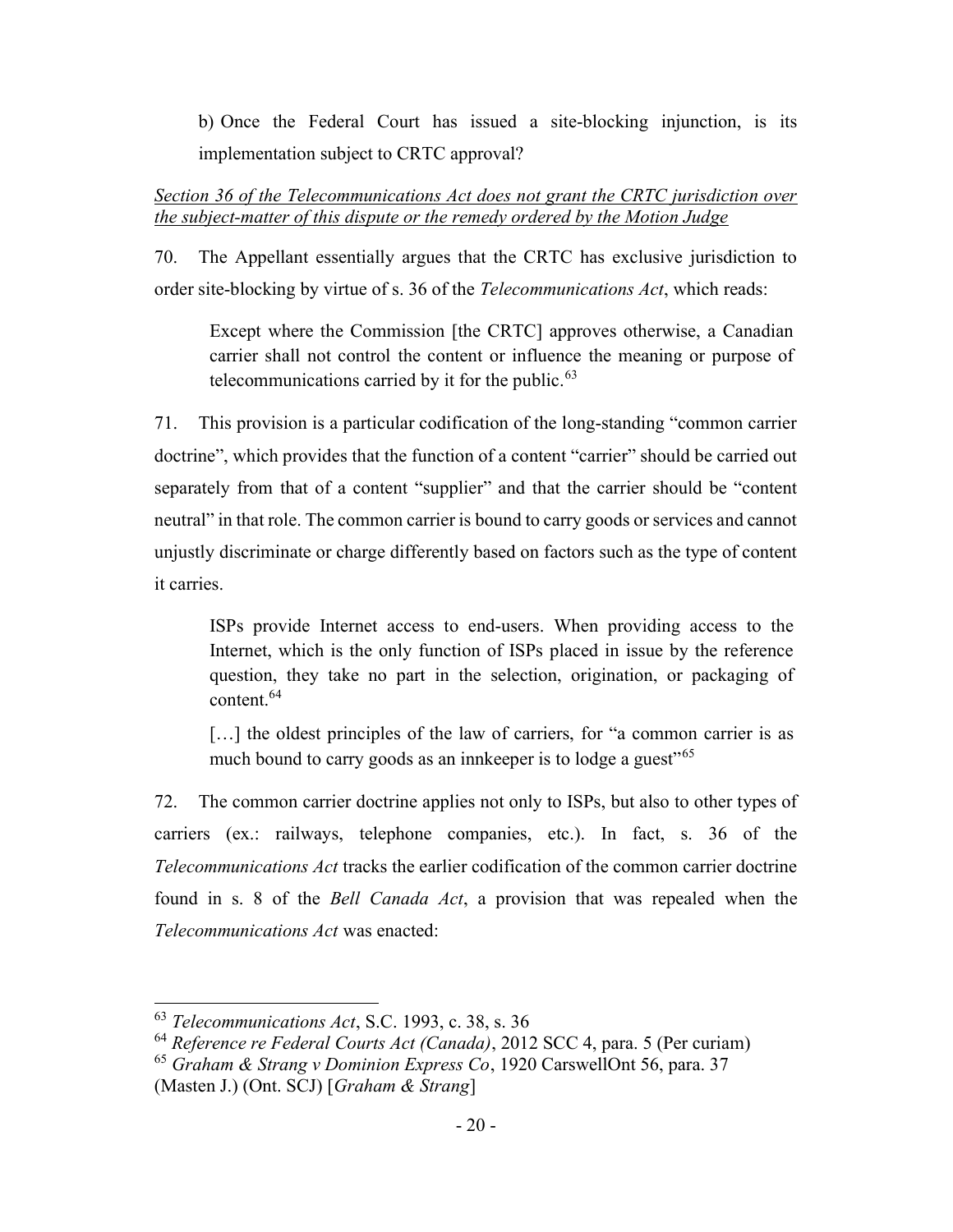b) Once the Federal Court has issued a site-blocking injunction, is its implementation subject to CRTC approval?

*Section 36 of the Telecommunications Act does not grant the CRTC jurisdiction over the subject-matter of this dispute or the remedy ordered by the Motion Judge*

70. The Appellant essentially argues that the CRTC has exclusive jurisdiction to order site-blocking by virtue of s. 36 of the *Telecommunications Act*, which reads:

> Except where the Commission [the CRTC] approves otherwise, a Canadian carrier shall not control the content or influence the meaning or purpose of telecommunications carried by it for the public.[63]

71. This provision is a particular codification of the long-standing "common carrier doctrine", which provides that the function of a content "carrier" should be carried out separately from that of a content "supplier" and that the carrier should be "content neutral" in that role. The common carrier is bound to carry goods or services and cannot unjustly discriminate or charge differently based on factors such as the type of content it carries.

> ISPs provide Internet access to end-users. When providing access to the Internet, which is the only function of ISPs placed in issue by the reference question, they take no part in the selection, origination, or packaging of content.[64]
>
> […] the oldest principles of the law of carriers, for "a common carrier is as much bound to carry goods as an innkeeper is to lodge a guest"[65]

72. The common carrier doctrine applies not only to ISPs, but also to other types of carriers (ex.: railways, telephone companies, etc.). In fact, s. 36 of the *Telecommunications Act* tracks the earlier codification of the common carrier doctrine found in s. 8 of the *Bell Canada Act*, a provision that was repealed when the *Telecommunications Act* was enacted:

---

[63] *Telecommunications Act*, S.C. 1993, c. 38, s. 36

[64] *Reference re Federal Courts Act (Canada)*, 2012 SCC 4, para. 5 (Per curiam)

[65] *Graham & Strang v Dominion Express Co*, 1920 CarswellOnt 56, para. 37 (Masten J.) (Ont. SCJ) [*Graham & Strang*]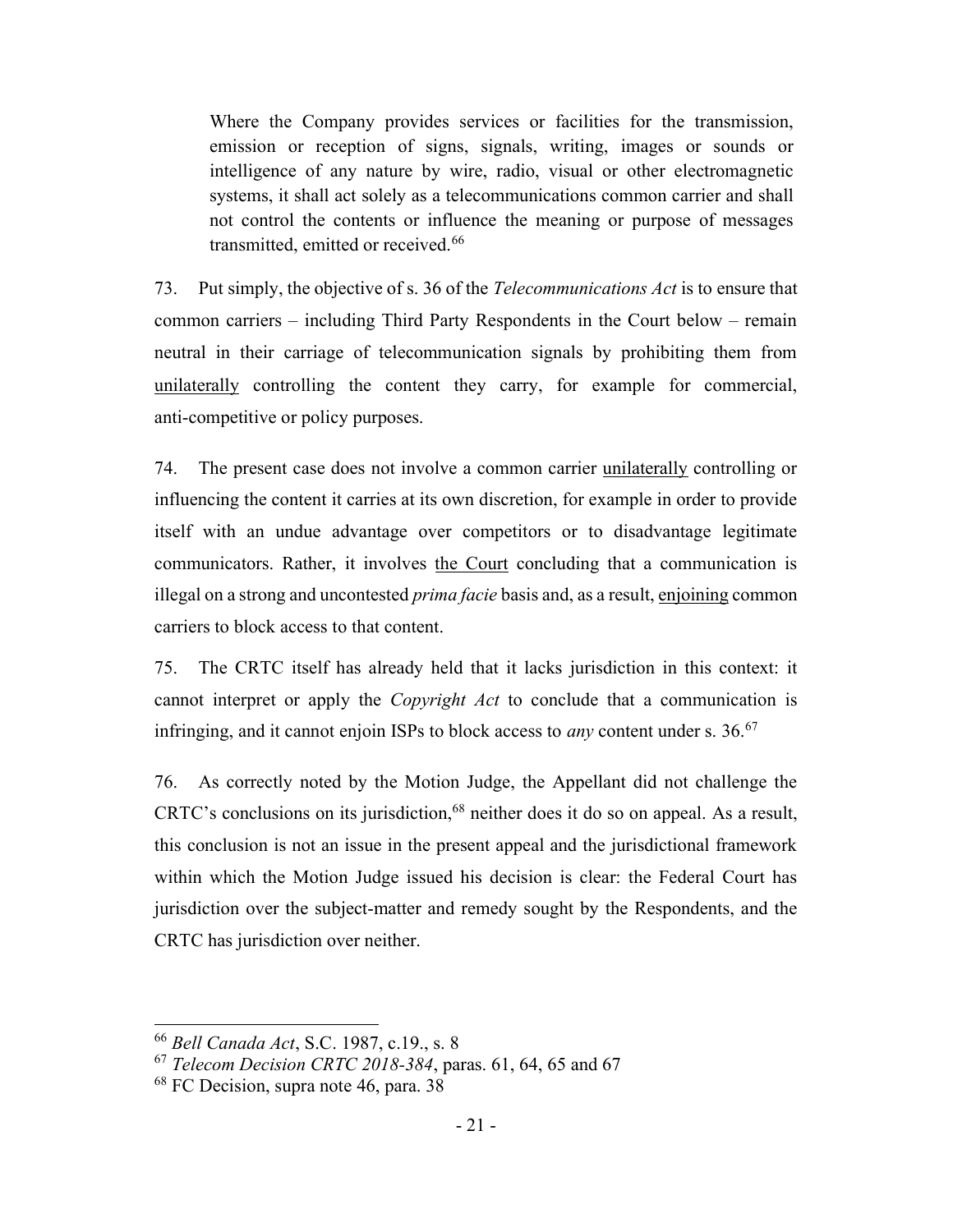> Where the Company provides services or facilities for the transmission, emission or reception of signs, signals, writing, images or sounds or intelligence of any nature by wire, radio, visual or other electromagnetic systems, it shall act solely as a telecommunications common carrier and shall not control the contents or influence the meaning or purpose of messages transmitted, emitted or received.[66]

73. Put simply, the objective of s. 36 of the *Telecommunications Act* is to ensure that common carriers – including Third Party Respondents in the Court below – remain neutral in their carriage of telecommunication signals by prohibiting them from <u>unilaterally</u> controlling the content they carry, for example for commercial, anti-competitive or policy purposes.

74. The present case does not involve a common carrier <u>unilaterally</u> controlling or influencing the content it carries at its own discretion, for example in order to provide itself with an undue advantage over competitors or to disadvantage legitimate communicators. Rather, it involves <u>the Court</u> concluding that a communication is illegal on a strong and uncontested *prima facie* basis and, as a result, <u>enjoining</u> common carriers to block access to that content.

75. The CRTC itself has already held that it lacks jurisdiction in this context: it cannot interpret or apply the *Copyright Act* to conclude that a communication is infringing, and it cannot enjoin ISPs to block access to *any* content under s. 36.[67]

76. As correctly noted by the Motion Judge, the Appellant did not challenge the CRTC's conclusions on its jurisdiction,[68] neither does it do so on appeal. As a result, this conclusion is not an issue in the present appeal and the jurisdictional framework within which the Motion Judge issued his decision is clear: the Federal Court has jurisdiction over the subject-matter and remedy sought by the Respondents, and the CRTC has jurisdiction over neither.

---

[66] *Bell Canada Act*, S.C. 1987, c.19., s. 8

[67] *Telecom Decision CRTC 2018-384*, paras. 61, 64, 65 and 67

[68] FC Decision, supra note 46, para. 38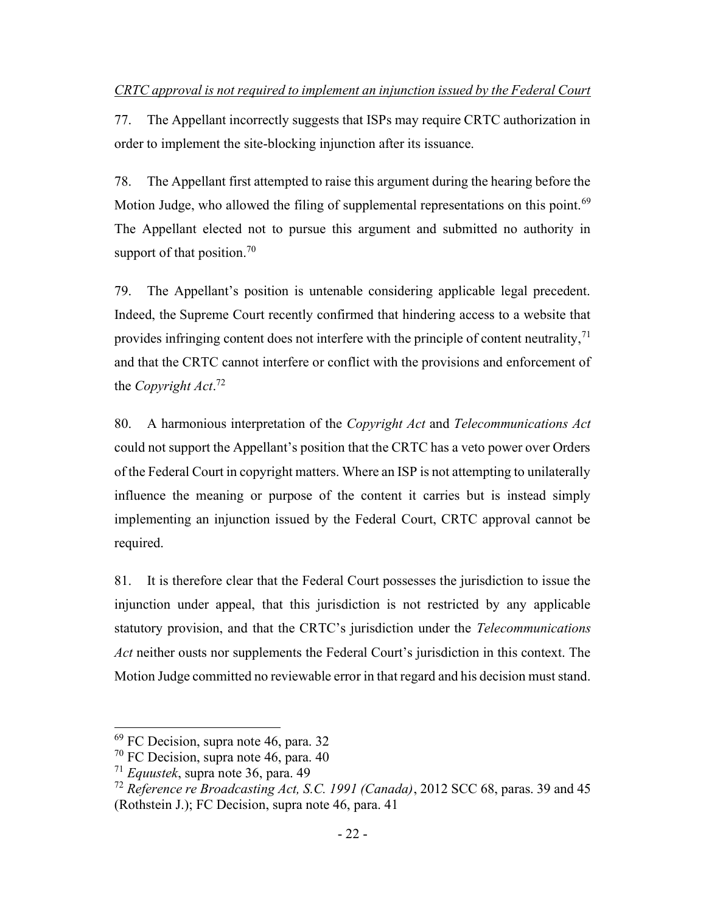*CRTC approval is not required to implement an injunction issued by the Federal Court*

77. The Appellant incorrectly suggests that ISPs may require CRTC authorization in order to implement the site-blocking injunction after its issuance.

78. The Appellant first attempted to raise this argument during the hearing before the Motion Judge, who allowed the filing of supplemental representations on this point.[69] The Appellant elected not to pursue this argument and submitted no authority in support of that position.[70]

79. The Appellant's position is untenable considering applicable legal precedent. Indeed, the Supreme Court recently confirmed that hindering access to a website that provides infringing content does not interfere with the principle of content neutrality,[71] and that the CRTC cannot interfere or conflict with the provisions and enforcement of the *Copyright Act*.[72]

80. A harmonious interpretation of the *Copyright Act* and *Telecommunications Act* could not support the Appellant's position that the CRTC has a veto power over Orders of the Federal Court in copyright matters. Where an ISP is not attempting to unilaterally influence the meaning or purpose of the content it carries but is instead simply implementing an injunction issued by the Federal Court, CRTC approval cannot be required.

81. It is therefore clear that the Federal Court possesses the jurisdiction to issue the injunction under appeal, that this jurisdiction is not restricted by any applicable statutory provision, and that the CRTC's jurisdiction under the *Telecommunications Act* neither ousts nor supplements the Federal Court's jurisdiction in this context. The Motion Judge committed no reviewable error in that regard and his decision must stand.

---

[69] FC Decision, supra note 46, para. 32

[70] FC Decision, supra note 46, para. 40

[71] *Equustek*, supra note 36, para. 49

[72] *Reference re Broadcasting Act, S.C. 1991 (Canada)*, 2012 SCC 68, paras. 39 and 45 (Rothstein J.); FC Decision, supra note 46, para. 41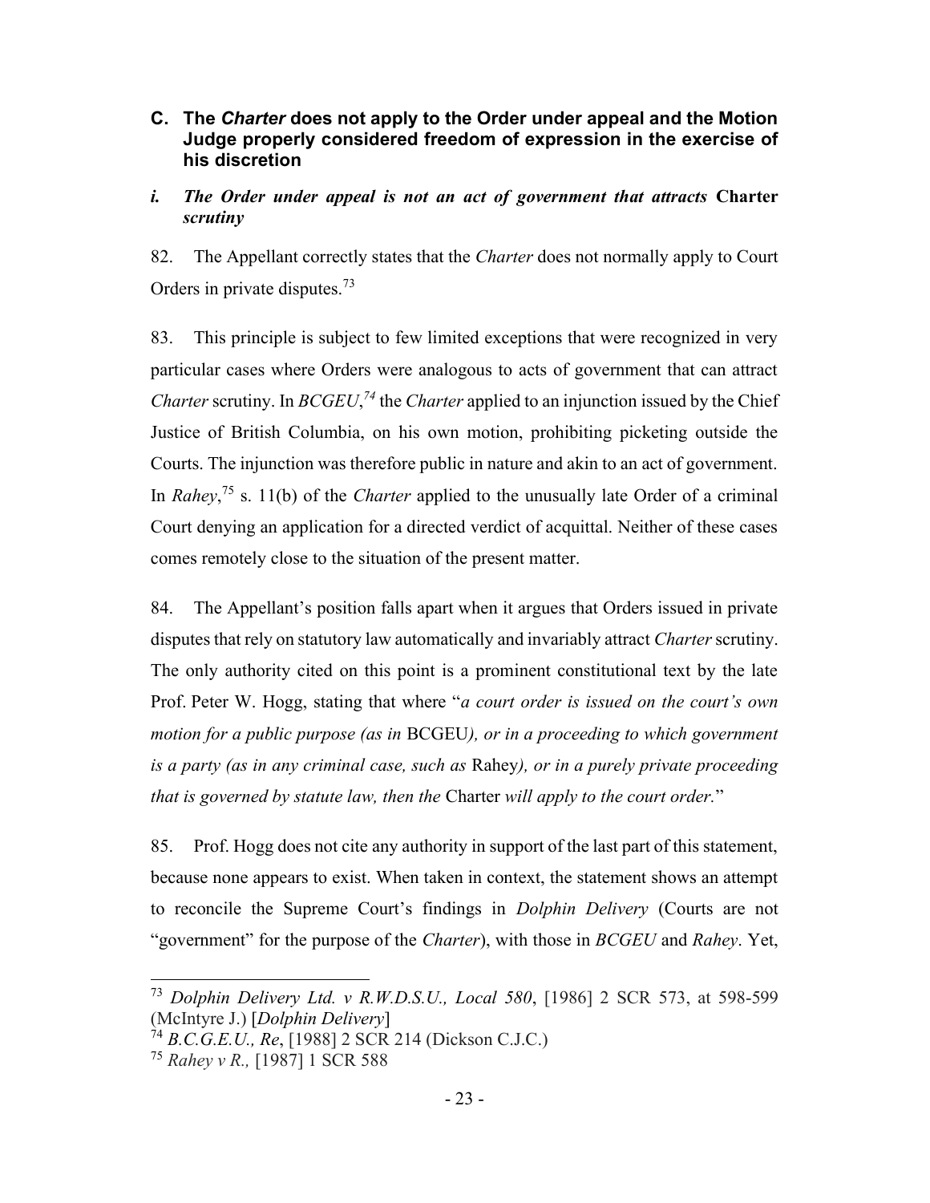### C. The *Charter* does not apply to the Order under appeal and the Motion Judge properly considered freedom of expression in the exercise of his discretion

#### *i. The Order under appeal is not an act of government that attracts* Charter *scrutiny*

82. The Appellant correctly states that the *Charter* does not normally apply to Court Orders in private disputes.[73]

83. This principle is subject to few limited exceptions that were recognized in very particular cases where Orders were analogous to acts of government that can attract *Charter* scrutiny. In *BCGEU*,[74] the *Charter* applied to an injunction issued by the Chief Justice of British Columbia, on his own motion, prohibiting picketing outside the Courts. The injunction was therefore public in nature and akin to an act of government. In *Rahey*,[75] s. 11(b) of the *Charter* applied to the unusually late Order of a criminal Court denying an application for a directed verdict of acquittal. Neither of these cases comes remotely close to the situation of the present matter.

84. The Appellant's position falls apart when it argues that Orders issued in private disputes that rely on statutory law automatically and invariably attract *Charter* scrutiny. The only authority cited on this point is a prominent constitutional text by the late Prof. Peter W. Hogg, stating that where "*a court order is issued on the court's own motion for a public purpose (as in* BCGEU*), or in a proceeding to which government is a party (as in any criminal case, such as* Rahey*), or in a purely private proceeding that is governed by statute law, then the* Charter *will apply to the court order.*"

85. Prof. Hogg does not cite any authority in support of the last part of this statement, because none appears to exist. When taken in context, the statement shows an attempt to reconcile the Supreme Court's findings in *Dolphin Delivery* (Courts are not "government" for the purpose of the *Charter*), with those in *BCGEU* and *Rahey*. Yet,

---

[73] *Dolphin Delivery Ltd. v R.W.D.S.U., Local 580*, [1986] 2 SCR 573, at 598-599 (McIntyre J.) [*Dolphin Delivery*]

[74] *B.C.G.E.U., Re*, [1988] 2 SCR 214 (Dickson C.J.C.)

[75] *Rahey v R.,* [1987] 1 SCR 588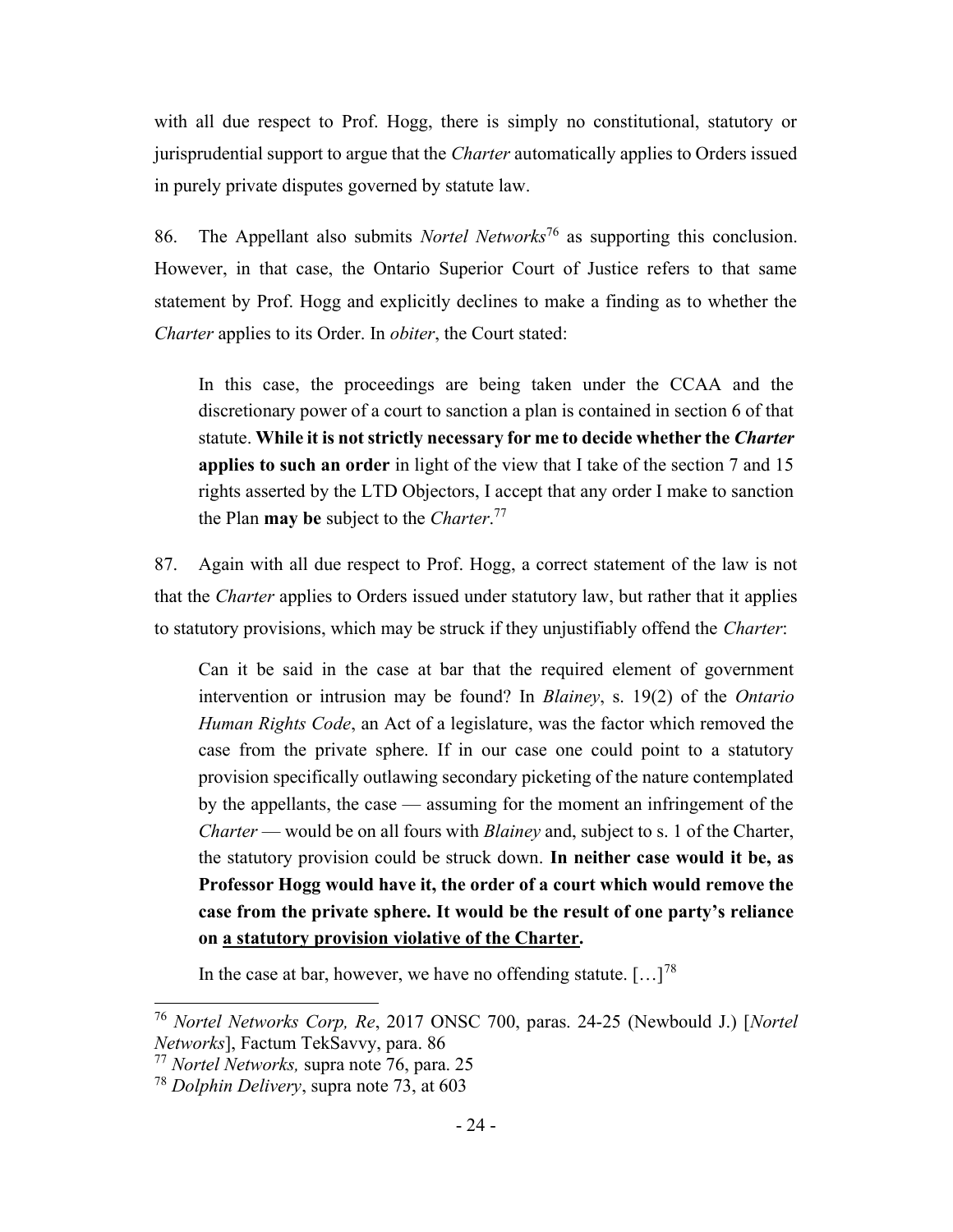with all due respect to Prof. Hogg, there is simply no constitutional, statutory or jurisprudential support to argue that the *Charter* automatically applies to Orders issued in purely private disputes governed by statute law.

86. The Appellant also submits *Nortel Networks*[76] as supporting this conclusion. However, in that case, the Ontario Superior Court of Justice refers to that same statement by Prof. Hogg and explicitly declines to make a finding as to whether the *Charter* applies to its Order. In *obiter*, the Court stated:

> In this case, the proceedings are being taken under the CCAA and the discretionary power of a court to sanction a plan is contained in section 6 of that statute. **While it is not strictly necessary for me to decide whether the *Charter* applies to such an order** in light of the view that I take of the section 7 and 15 rights asserted by the LTD Objectors, I accept that any order I make to sanction the Plan **may be** subject to the *Charter*.[77]

87. Again with all due respect to Prof. Hogg, a correct statement of the law is not that the *Charter* applies to Orders issued under statutory law, but rather that it applies to statutory provisions, which may be struck if they unjustifiably offend the *Charter*:

> Can it be said in the case at bar that the required element of government intervention or intrusion may be found? In *Blainey*, s. 19(2) of the *Ontario Human Rights Code*, an Act of a legislature, was the factor which removed the case from the private sphere. If in our case one could point to a statutory provision specifically outlawing secondary picketing of the nature contemplated by the appellants, the case — assuming for the moment an infringement of the *Charter* — would be on all fours with *Blainey* and, subject to s. 1 of the Charter, the statutory provision could be struck down. **In neither case would it be, as Professor Hogg would have it, the order of a court which would remove the case from the private sphere. It would be the result of one party's reliance on <u>a statutory provision violative of the Charter</u>.**
>
> In the case at bar, however, we have no offending statute. […][78]

---

[76] *Nortel Networks Corp, Re*, 2017 ONSC 700, paras. 24-25 (Newbould J.) [*Nortel Networks*], Factum TekSavvy, para. 86

[77] *Nortel Networks,* supra note 76, para. 25

[78] *Dolphin Delivery*, supra note 73, at 603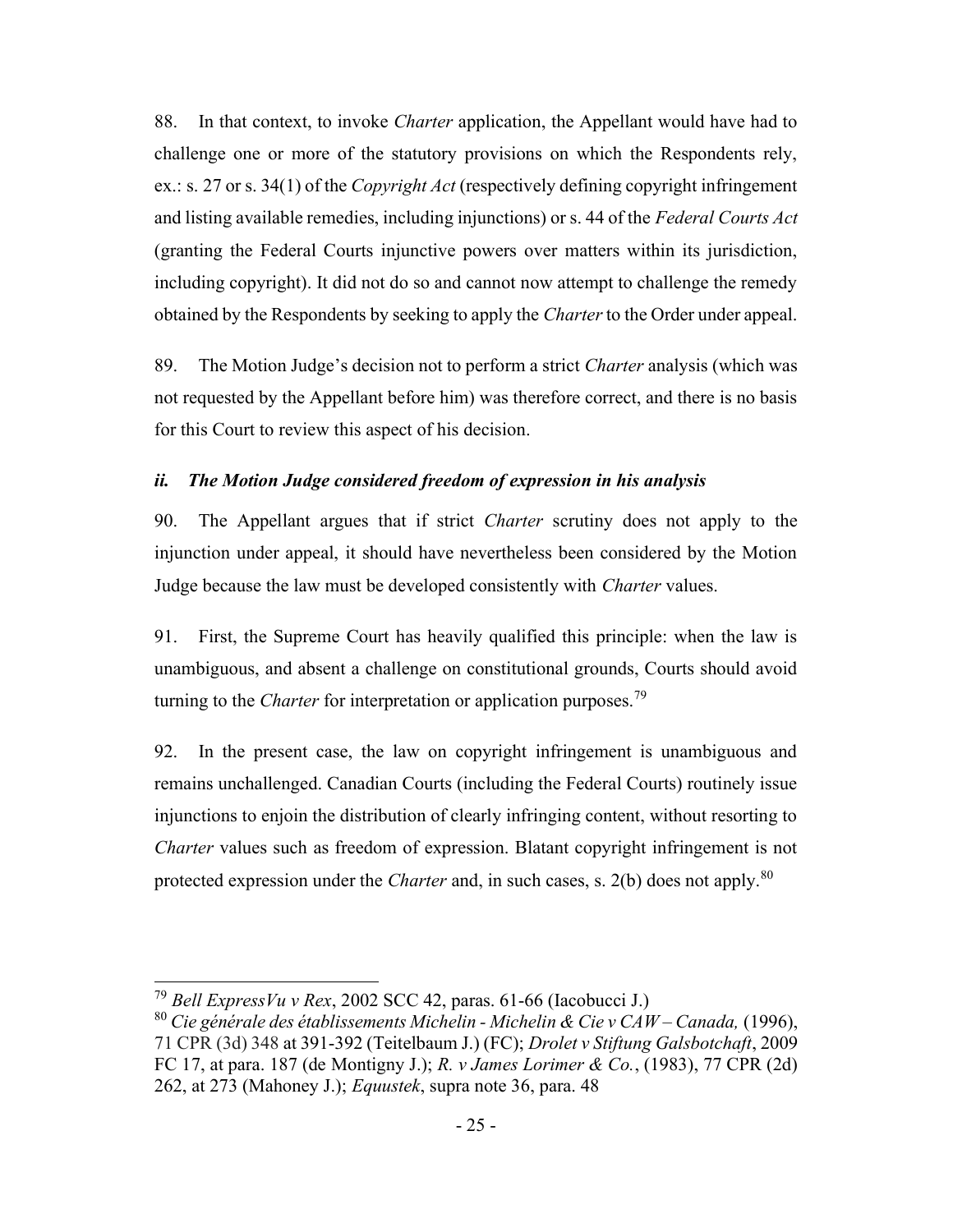88. In that context, to invoke *Charter* application, the Appellant would have had to challenge one or more of the statutory provisions on which the Respondents rely, ex.: s. 27 or s. 34(1) of the *Copyright Act* (respectively defining copyright infringement and listing available remedies, including injunctions) or s. 44 of the *Federal Courts Act* (granting the Federal Courts injunctive powers over matters within its jurisdiction, including copyright). It did not do so and cannot now attempt to challenge the remedy obtained by the Respondents by seeking to apply the *Charter* to the Order under appeal.

89. The Motion Judge's decision not to perform a strict *Charter* analysis (which was not requested by the Appellant before him) was therefore correct, and there is no basis for this Court to review this aspect of his decision.

### *ii. The Motion Judge considered freedom of expression in his analysis*

90. The Appellant argues that if strict *Charter* scrutiny does not apply to the injunction under appeal, it should have nevertheless been considered by the Motion Judge because the law must be developed consistently with *Charter* values.

91. First, the Supreme Court has heavily qualified this principle: when the law is unambiguous, and absent a challenge on constitutional grounds, Courts should avoid turning to the *Charter* for interpretation or application purposes.[79]

92. In the present case, the law on copyright infringement is unambiguous and remains unchallenged. Canadian Courts (including the Federal Courts) routinely issue injunctions to enjoin the distribution of clearly infringing content, without resorting to *Charter* values such as freedom of expression. Blatant copyright infringement is not protected expression under the *Charter* and, in such cases, s. 2(b) does not apply.[80]

---

[79] *Bell ExpressVu v Rex*, 2002 SCC 42, paras. 61-66 (Iacobucci J.)

[80] *Cie générale des établissements Michelin - Michelin & Cie v CAW – Canada,* (1996), 71 CPR (3d) 348 at 391-392 (Teitelbaum J.) (FC); *Drolet v Stiftung Galsbotchaft*, 2009 FC 17, at para. 187 (de Montigny J.); *R. v James Lorimer & Co.*, (1983), 77 CPR (2d) 262, at 273 (Mahoney J.); *Equustek*, supra note 36, para. 48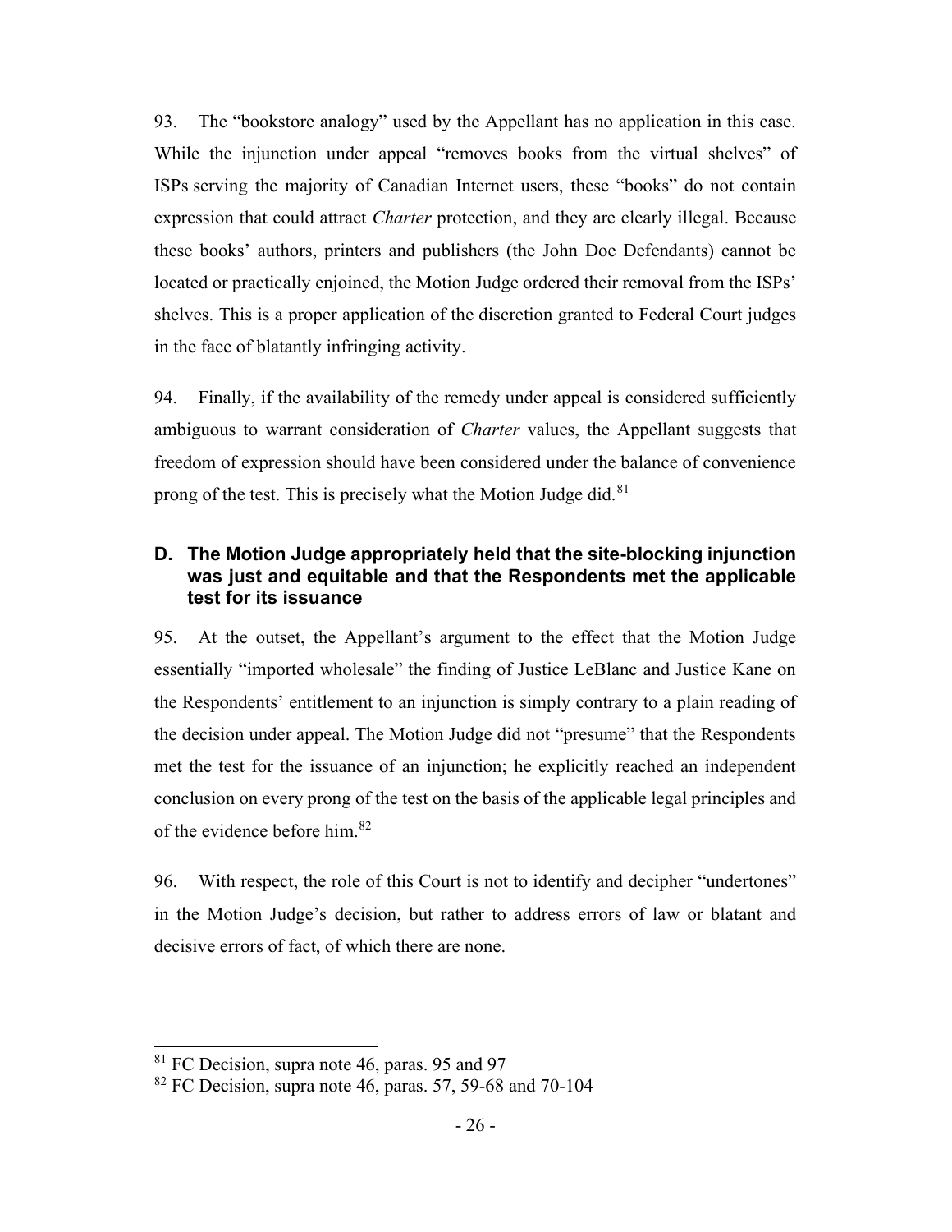93. The "bookstore analogy" used by the Appellant has no application in this case. While the injunction under appeal "removes books from the virtual shelves" of ISPs serving the majority of Canadian Internet users, these "books" do not contain expression that could attract *Charter* protection, and they are clearly illegal. Because these books' authors, printers and publishers (the John Doe Defendants) cannot be located or practically enjoined, the Motion Judge ordered their removal from the ISPs' shelves. This is a proper application of the discretion granted to Federal Court judges in the face of blatantly infringing activity.

94. Finally, if the availability of the remedy under appeal is considered sufficiently ambiguous to warrant consideration of *Charter* values, the Appellant suggests that freedom of expression should have been considered under the balance of convenience prong of the test. This is precisely what the Motion Judge did.[81]

### D. The Motion Judge appropriately held that the site-blocking injunction was just and equitable and that the Respondents met the applicable test for its issuance

95. At the outset, the Appellant's argument to the effect that the Motion Judge essentially "imported wholesale" the finding of Justice LeBlanc and Justice Kane on the Respondents' entitlement to an injunction is simply contrary to a plain reading of the decision under appeal. The Motion Judge did not "presume" that the Respondents met the test for the issuance of an injunction; he explicitly reached an independent conclusion on every prong of the test on the basis of the applicable legal principles and of the evidence before him.[82]

96. With respect, the role of this Court is not to identify and decipher "undertones" in the Motion Judge's decision, but rather to address errors of law or blatant and decisive errors of fact, of which there are none.

---

[81] FC Decision, supra note 46, paras. 95 and 97

[82] FC Decision, supra note 46, paras. 57, 59-68 and 70-104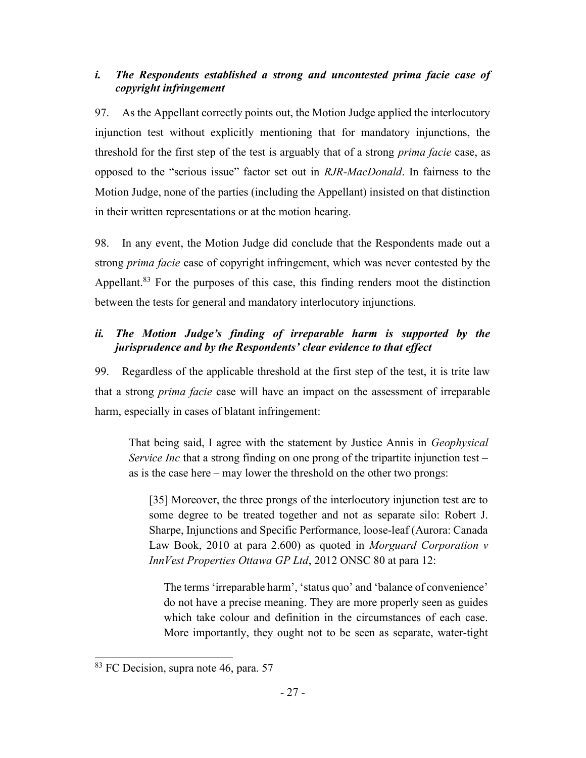### *i. The Respondents established a strong and uncontested prima facie case of copyright infringement*

97. As the Appellant correctly points out, the Motion Judge applied the interlocutory injunction test without explicitly mentioning that for mandatory injunctions, the threshold for the first step of the test is arguably that of a strong *prima facie* case, as opposed to the "serious issue" factor set out in *RJR-MacDonald*. In fairness to the Motion Judge, none of the parties (including the Appellant) insisted on that distinction in their written representations or at the motion hearing.

98. In any event, the Motion Judge did conclude that the Respondents made out a strong *prima facie* case of copyright infringement, which was never contested by the Appellant.[83] For the purposes of this case, this finding renders moot the distinction between the tests for general and mandatory interlocutory injunctions.

### *ii. The Motion Judge's finding of irreparable harm is supported by the jurisprudence and by the Respondents' clear evidence to that effect*

99. Regardless of the applicable threshold at the first step of the test, it is trite law that a strong *prima facie* case will have an impact on the assessment of irreparable harm, especially in cases of blatant infringement:

> That being said, I agree with the statement by Justice Annis in *Geophysical Service Inc* that a strong finding on one prong of the tripartite injunction test – as is the case here – may lower the threshold on the other two prongs:
>
> > [35] Moreover, the three prongs of the interlocutory injunction test are to some degree to be treated together and not as separate silo: Robert J. Sharpe, Injunctions and Specific Performance, loose-leaf (Aurora: Canada Law Book, 2010 at para 2.600) as quoted in *Morguard Corporation v InnVest Properties Ottawa GP Ltd*, 2012 ONSC 80 at para 12:
> >
> > > The terms 'irreparable harm', 'status quo' and 'balance of convenience' do not have a precise meaning. They are more properly seen as guides which take colour and definition in the circumstances of each case. More importantly, they ought not to be seen as separate, water-tight

[83] FC Decision, supra note 46, para. 57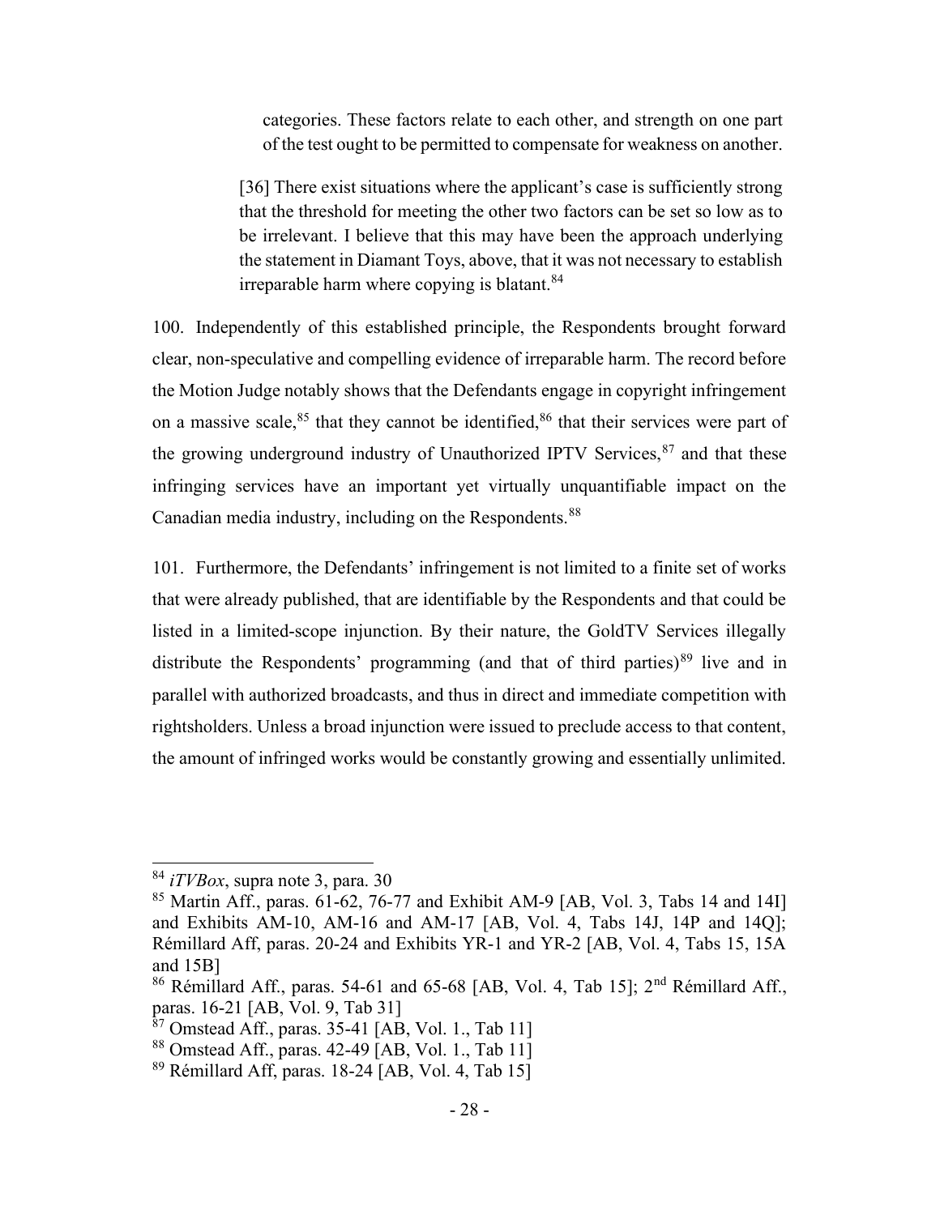> categories. These factors relate to each other, and strength on one part of the test ought to be permitted to compensate for weakness on another.
>
> [36] There exist situations where the applicant's case is sufficiently strong that the threshold for meeting the other two factors can be set so low as to be irrelevant. I believe that this may have been the approach underlying the statement in Diamant Toys, above, that it was not necessary to establish irreparable harm where copying is blatant.[84]

100. Independently of this established principle, the Respondents brought forward clear, non-speculative and compelling evidence of irreparable harm. The record before the Motion Judge notably shows that the Defendants engage in copyright infringement on a massive scale,[85] that they cannot be identified,[86] that their services were part of the growing underground industry of Unauthorized IPTV Services,[87] and that these infringing services have an important yet virtually unquantifiable impact on the Canadian media industry, including on the Respondents.[88]

101. Furthermore, the Defendants' infringement is not limited to a finite set of works that were already published, that are identifiable by the Respondents and that could be listed in a limited-scope injunction. By their nature, the GoldTV Services illegally distribute the Respondents' programming (and that of third parties)[89] live and in parallel with authorized broadcasts, and thus in direct and immediate competition with rightsholders. Unless a broad injunction were issued to preclude access to that content, the amount of infringed works would be constantly growing and essentially unlimited.

---

[84] *iTVBox*, supra note 3, para. 30

[85] Martin Aff., paras. 61-62, 76-77 and Exhibit AM-9 [AB, Vol. 3, Tabs 14 and 14I] and Exhibits AM-10, AM-16 and AM-17 [AB, Vol. 4, Tabs 14J, 14P and 14Q]; Rémillard Aff, paras. 20-24 and Exhibits YR-1 and YR-2 [AB, Vol. 4, Tabs 15, 15A and 15B]

[86] Rémillard Aff., paras. 54-61 and 65-68 [AB, Vol. 4, Tab 15]; 2nd Rémillard Aff., paras. 16-21 [AB, Vol. 9, Tab 31]

[87] Omstead Aff., paras. 35-41 [AB, Vol. 1., Tab 11]

[88] Omstead Aff., paras. 42-49 [AB, Vol. 1., Tab 11]

[89] Rémillard Aff, paras. 18-24 [AB, Vol. 4, Tab 15]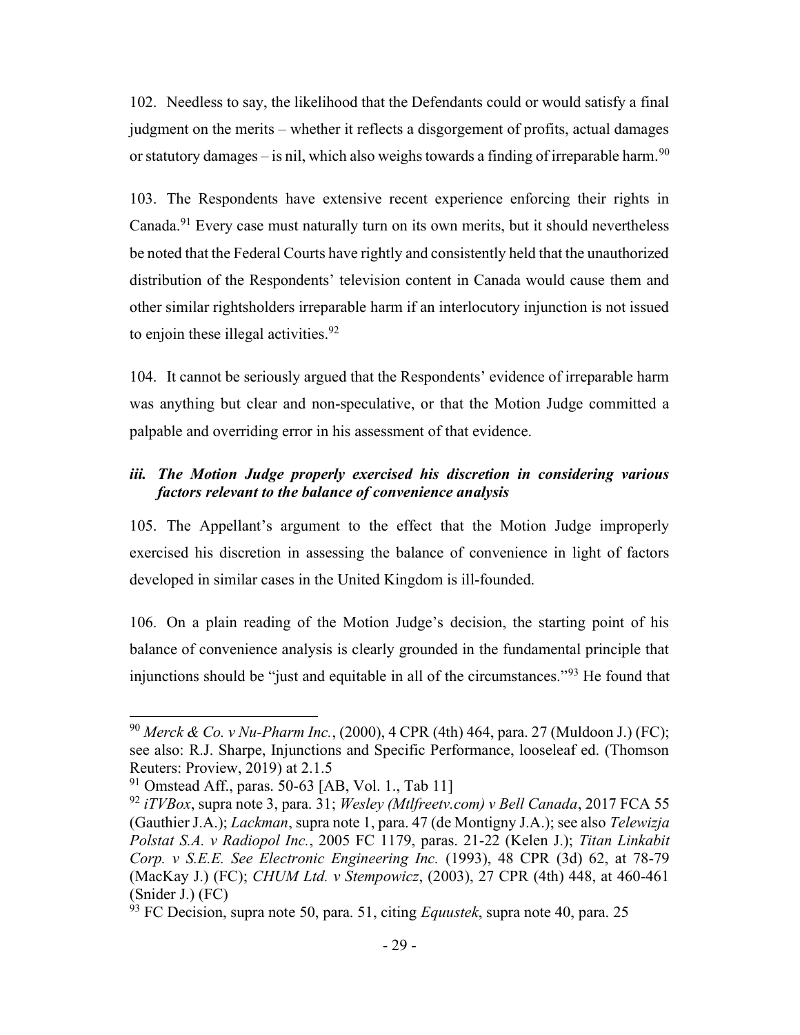102. Needless to say, the likelihood that the Defendants could or would satisfy a final judgment on the merits – whether it reflects a disgorgement of profits, actual damages or statutory damages – is nil, which also weighs towards a finding of irreparable harm.[90]

103. The Respondents have extensive recent experience enforcing their rights in Canada.[91] Every case must naturally turn on its own merits, but it should nevertheless be noted that the Federal Courts have rightly and consistently held that the unauthorized distribution of the Respondents' television content in Canada would cause them and other similar rightsholders irreparable harm if an interlocutory injunction is not issued to enjoin these illegal activities.[92]

104. It cannot be seriously argued that the Respondents' evidence of irreparable harm was anything but clear and non-speculative, or that the Motion Judge committed a palpable and overriding error in his assessment of that evidence.

### *iii. The Motion Judge properly exercised his discretion in considering various factors relevant to the balance of convenience analysis*

105. The Appellant's argument to the effect that the Motion Judge improperly exercised his discretion in assessing the balance of convenience in light of factors developed in similar cases in the United Kingdom is ill-founded.

106. On a plain reading of the Motion Judge's decision, the starting point of his balance of convenience analysis is clearly grounded in the fundamental principle that injunctions should be "just and equitable in all of the circumstances."[93] He found that

---

[90] *Merck & Co. v Nu-Pharm Inc.*, (2000), 4 CPR (4th) 464, para. 27 (Muldoon J.) (FC); see also: R.J. Sharpe, Injunctions and Specific Performance, looseleaf ed. (Thomson Reuters: Proview, 2019) at 2.1.5

[91] Omstead Aff., paras. 50-63 [AB, Vol. 1., Tab 11]

[92] *iTVBox*, supra note 3, para. 31; *Wesley (Mtlfreetv.com) v Bell Canada*, 2017 FCA 55 (Gauthier J.A.); *Lackman*, supra note 1, para. 47 (de Montigny J.A.); see also *Telewizja Polstat S.A. v Radiopol Inc.*, 2005 FC 1179, paras. 21-22 (Kelen J.); *Titan Linkabit Corp. v S.E.E. See Electronic Engineering Inc.* (1993), 48 CPR (3d) 62, at 78-79 (MacKay J.) (FC); *CHUM Ltd. v Stempowicz*, (2003), 27 CPR (4th) 448, at 460-461 (Snider J.) (FC)

[93] FC Decision, supra note 50, para. 51, citing *Equustek*, supra note 40, para. 25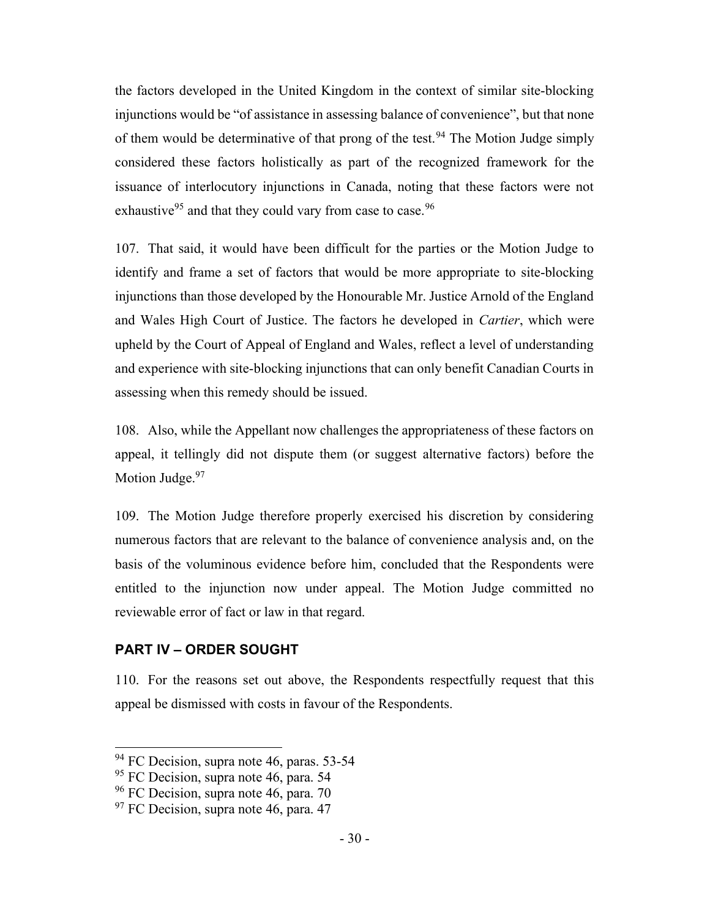the factors developed in the United Kingdom in the context of similar site-blocking injunctions would be "of assistance in assessing balance of convenience", but that none of them would be determinative of that prong of the test.[94] The Motion Judge simply considered these factors holistically as part of the recognized framework for the issuance of interlocutory injunctions in Canada, noting that these factors were not exhaustive[95] and that they could vary from case to case.[96]

107. That said, it would have been difficult for the parties or the Motion Judge to identify and frame a set of factors that would be more appropriate to site-blocking injunctions than those developed by the Honourable Mr. Justice Arnold of the England and Wales High Court of Justice. The factors he developed in *Cartier*, which were upheld by the Court of Appeal of England and Wales, reflect a level of understanding and experience with site-blocking injunctions that can only benefit Canadian Courts in assessing when this remedy should be issued.

108. Also, while the Appellant now challenges the appropriateness of these factors on appeal, it tellingly did not dispute them (or suggest alternative factors) before the Motion Judge.[97]

109. The Motion Judge therefore properly exercised his discretion by considering numerous factors that are relevant to the balance of convenience analysis and, on the basis of the voluminous evidence before him, concluded that the Respondents were entitled to the injunction now under appeal. The Motion Judge committed no reviewable error of fact or law in that regard.

## PART IV – ORDER SOUGHT

110. For the reasons set out above, the Respondents respectfully request that this appeal be dismissed with costs in favour of the Respondents.

---

[94] FC Decision, supra note 46, paras. 53-54

[95] FC Decision, supra note 46, para. 54

[96] FC Decision, supra note 46, para. 70

[97] FC Decision, supra note 46, para. 47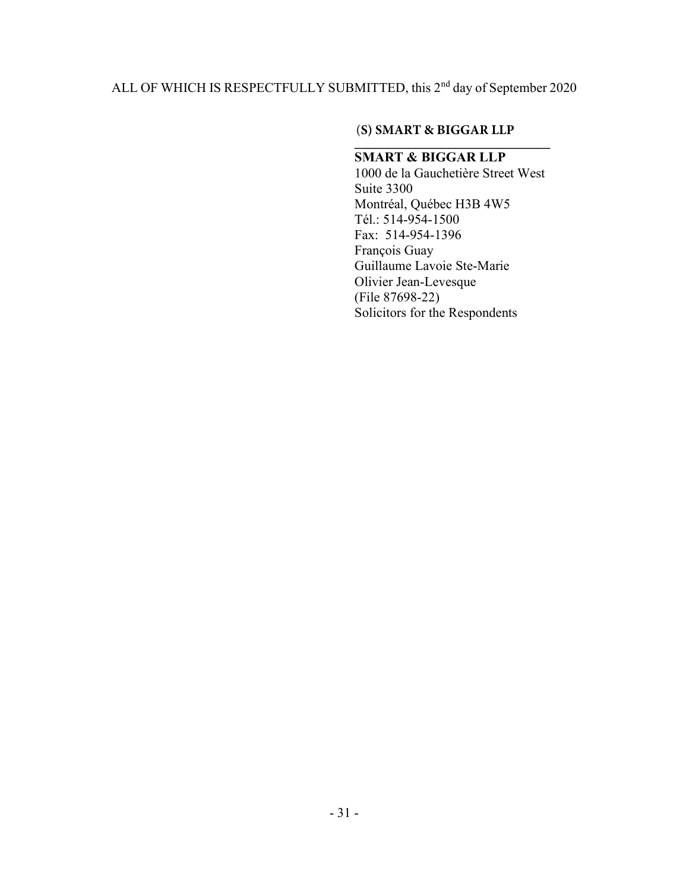ALL OF WHICH IS RESPECTFULLY SUBMITTED, this 2nd day of September 2020

**(S) SMART & BIGGAR LLP**

\_\_\_\_\_\_\_\_\_\_\_\_\_\_\_\_\_\_\_\_\_\_\_\_\_\_\_\_\_\_

**SMART & BIGGAR LLP**
1000 de la Gauchetière Street West
Suite 3300
Montréal, Québec H3B 4W5
Tél.: 514-954-1500
Fax: 514-954-1396
François Guay
Guillaume Lavoie Ste-Marie
Olivier Jean-Levesque
(File 87698-22)
Solicitors for the Respondents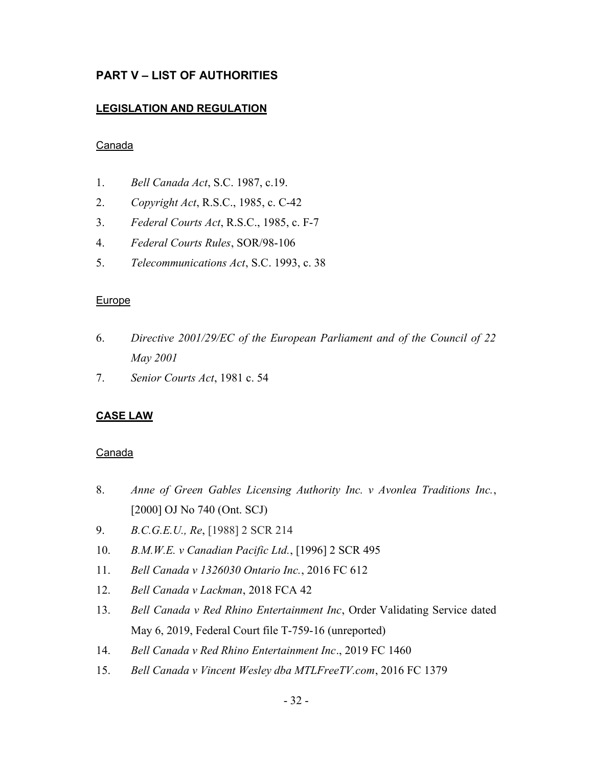## PART V – LIST OF AUTHORITIES

### LEGISLATION AND REGULATION

Canada

1. *Bell Canada Act*, S.C. 1987, c.19.
2. *Copyright Act*, R.S.C., 1985, c. C-42
3. *Federal Courts Act*, R.S.C., 1985, c. F-7
4. *Federal Courts Rules*, SOR/98-106
5. *Telecommunications Act*, S.C. 1993, c. 38

Europe

6. *Directive 2001/29/EC of the European Parliament and of the Council of 22 May 2001*
7. *Senior Courts Act*, 1981 c. 54

### CASE LAW

Canada

8. *Anne of Green Gables Licensing Authority Inc. v Avonlea Traditions Inc.*, [2000] OJ No 740 (Ont. SCJ)
9. *B.C.G.E.U., Re*, [1988] 2 SCR 214
10. *B.M.W.E. v Canadian Pacific Ltd.*, [1996] 2 SCR 495
11. *Bell Canada v 1326030 Ontario Inc.*, 2016 FC 612
12. *Bell Canada v Lackman*, 2018 FCA 42
13. *Bell Canada v Red Rhino Entertainment Inc*, Order Validating Service dated May 6, 2019, Federal Court file T-759-16 (unreported)
14. *Bell Canada v Red Rhino Entertainment Inc*., 2019 FC 1460
15. *Bell Canada v Vincent Wesley dba MTLFreeTV.com*, 2016 FC 1379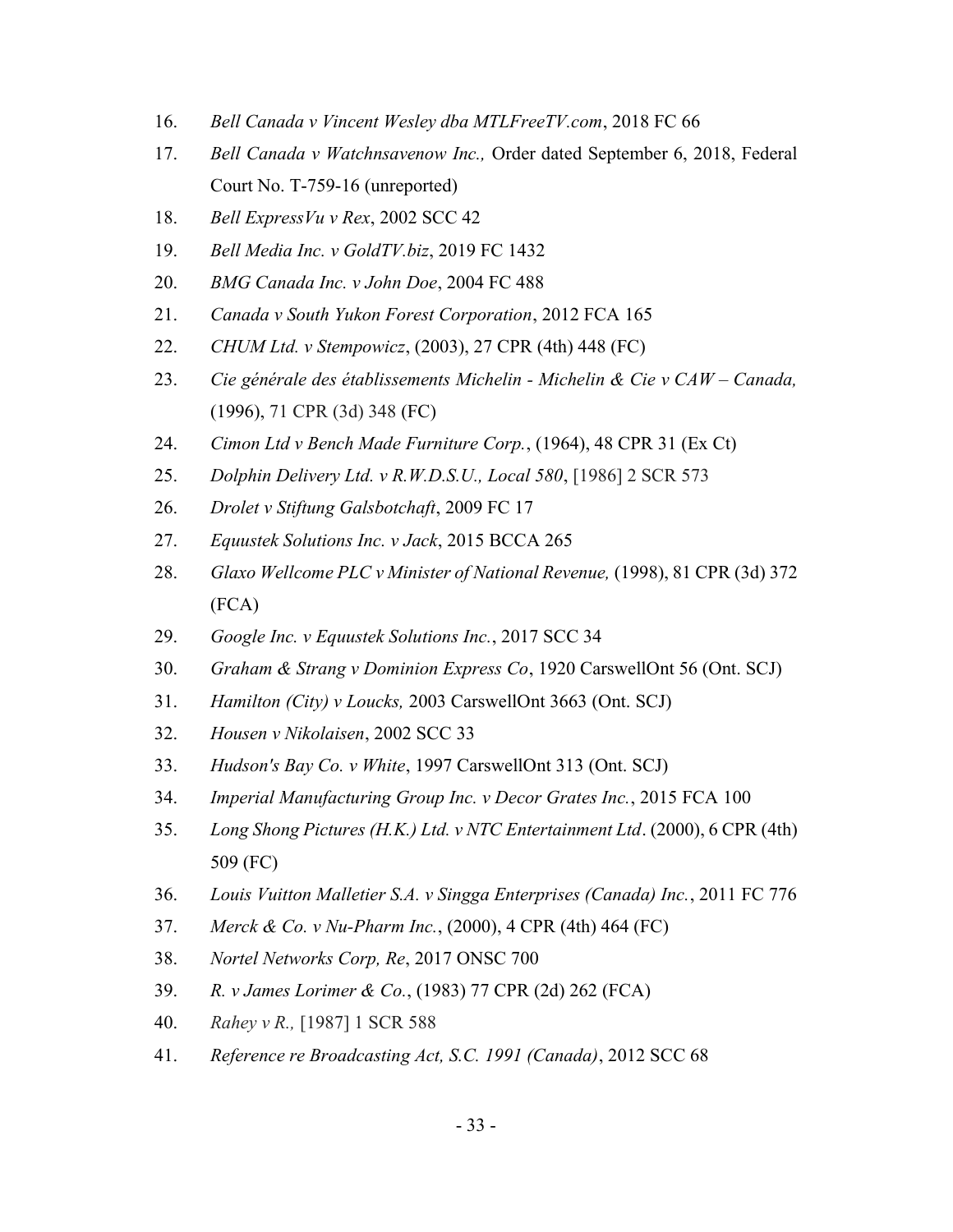16. *Bell Canada v Vincent Wesley dba MTLFreeTV.com*, 2018 FC 66
17. *Bell Canada v Watchnsavenow Inc.,* Order dated September 6, 2018, Federal Court No. T-759-16 (unreported)
18. *Bell ExpressVu v Rex*, 2002 SCC 42
19. *Bell Media Inc. v GoldTV.biz*, 2019 FC 1432
20. *BMG Canada Inc. v John Doe*, 2004 FC 488
21. *Canada v South Yukon Forest Corporation*, 2012 FCA 165
22. *CHUM Ltd. v Stempowicz*, (2003), 27 CPR (4th) 448 (FC)
23. *Cie générale des établissements Michelin - Michelin & Cie v CAW – Canada,* (1996), 71 CPR (3d) 348 (FC)
24. *Cimon Ltd v Bench Made Furniture Corp.*, (1964), 48 CPR 31 (Ex Ct)
25. *Dolphin Delivery Ltd. v R.W.D.S.U., Local 580*, [1986] 2 SCR 573
26. *Drolet v Stiftung Galsbotchaft*, 2009 FC 17
27. *Equustek Solutions Inc. v Jack*, 2015 BCCA 265
28. *Glaxo Wellcome PLC v Minister of National Revenue,* (1998), 81 CPR (3d) 372 (FCA)
29. *Google Inc. v Equustek Solutions Inc.*, 2017 SCC 34
30. *Graham & Strang v Dominion Express Co*, 1920 CarswellOnt 56 (Ont. SCJ)
31. *Hamilton (City) v Loucks,* 2003 CarswellOnt 3663 (Ont. SCJ)
32. *Housen v Nikolaisen*, 2002 SCC 33
33. *Hudson's Bay Co. v White*, 1997 CarswellOnt 313 (Ont. SCJ)
34. *Imperial Manufacturing Group Inc. v Decor Grates Inc.*, 2015 FCA 100
35. *Long Shong Pictures (H.K.) Ltd. v NTC Entertainment Ltd*. (2000), 6 CPR (4th) 509 (FC)
36. *Louis Vuitton Malletier S.A. v Singga Enterprises (Canada) Inc.*, 2011 FC 776
37. *Merck & Co. v Nu-Pharm Inc.*, (2000), 4 CPR (4th) 464 (FC)
38. *Nortel Networks Corp, Re*, 2017 ONSC 700
39. *R. v James Lorimer & Co.*, (1983) 77 CPR (2d) 262 (FCA)
40. *Rahey v R.,* [1987] 1 SCR 588
41. *Reference re Broadcasting Act, S.C. 1991 (Canada)*, 2012 SCC 68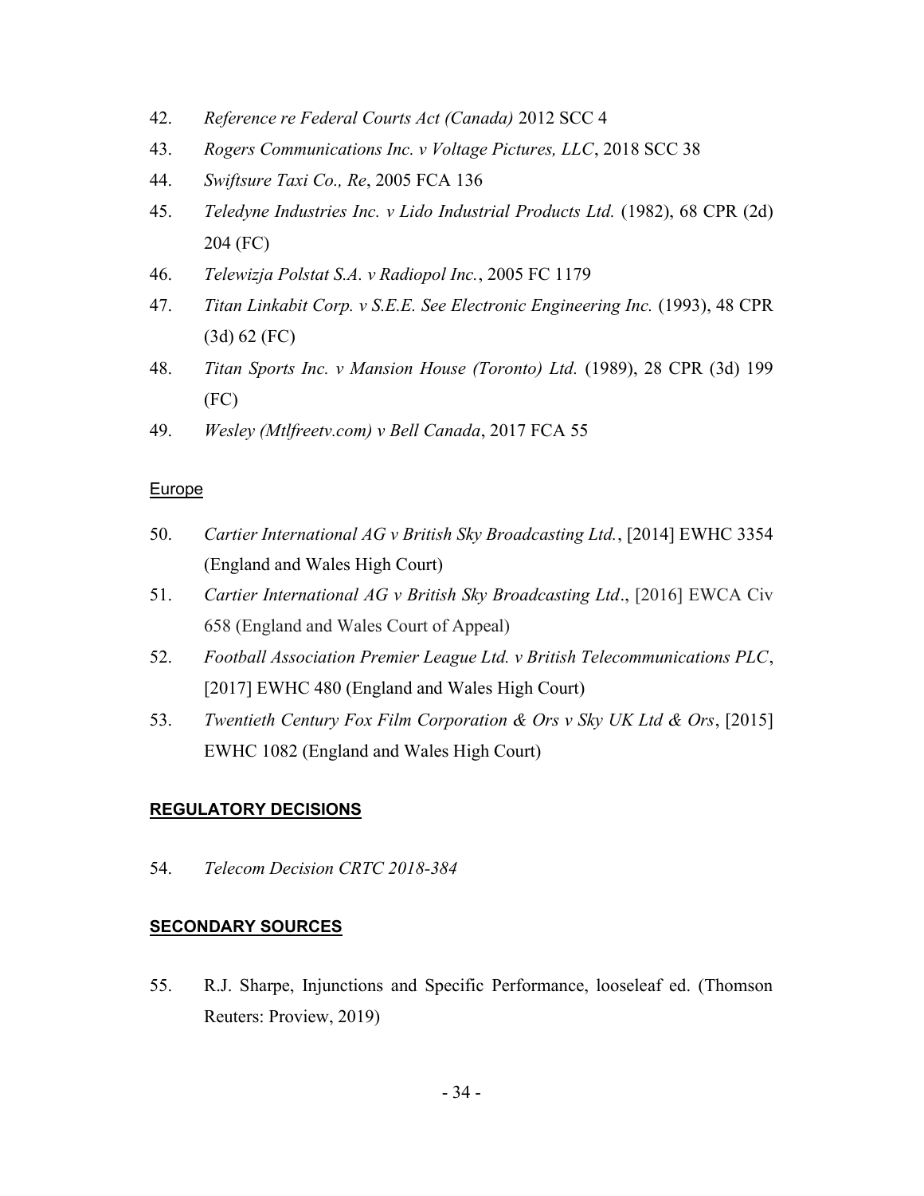42. *Reference re Federal Courts Act (Canada)* 2012 SCC 4
43. *Rogers Communications Inc. v Voltage Pictures, LLC*, 2018 SCC 38
44. *Swiftsure Taxi Co., Re*, 2005 FCA 136
45. *Teledyne Industries Inc. v Lido Industrial Products Ltd.* (1982), 68 CPR (2d) 204 (FC)
46. *Telewizja Polstat S.A. v Radiopol Inc.*, 2005 FC 1179
47. *Titan Linkabit Corp. v S.E.E. See Electronic Engineering Inc.* (1993), 48 CPR (3d) 62 (FC)
48. *Titan Sports Inc. v Mansion House (Toronto) Ltd.* (1989), 28 CPR (3d) 199 (FC)
49. *Wesley (Mtlfreetv.com) v Bell Canada*, 2017 FCA 55

<u>Europe</u>

50. *Cartier International AG v British Sky Broadcasting Ltd.*, [2014] EWHC 3354 (England and Wales High Court)
51. *Cartier International AG v British Sky Broadcasting Ltd*., [2016] EWCA Civ 658 (England and Wales Court of Appeal)
52. *Football Association Premier League Ltd. v British Telecommunications PLC*, [2017] EWHC 480 (England and Wales High Court)
53. *Twentieth Century Fox Film Corporation & Ors v Sky UK Ltd & Ors*, [2015] EWHC 1082 (England and Wales High Court)

## REGULATORY DECISIONS

54. *Telecom Decision CRTC 2018-384*

## SECONDARY SOURCES

55. R.J. Sharpe, Injunctions and Specific Performance, looseleaf ed. (Thomson Reuters: Proview, 2019)